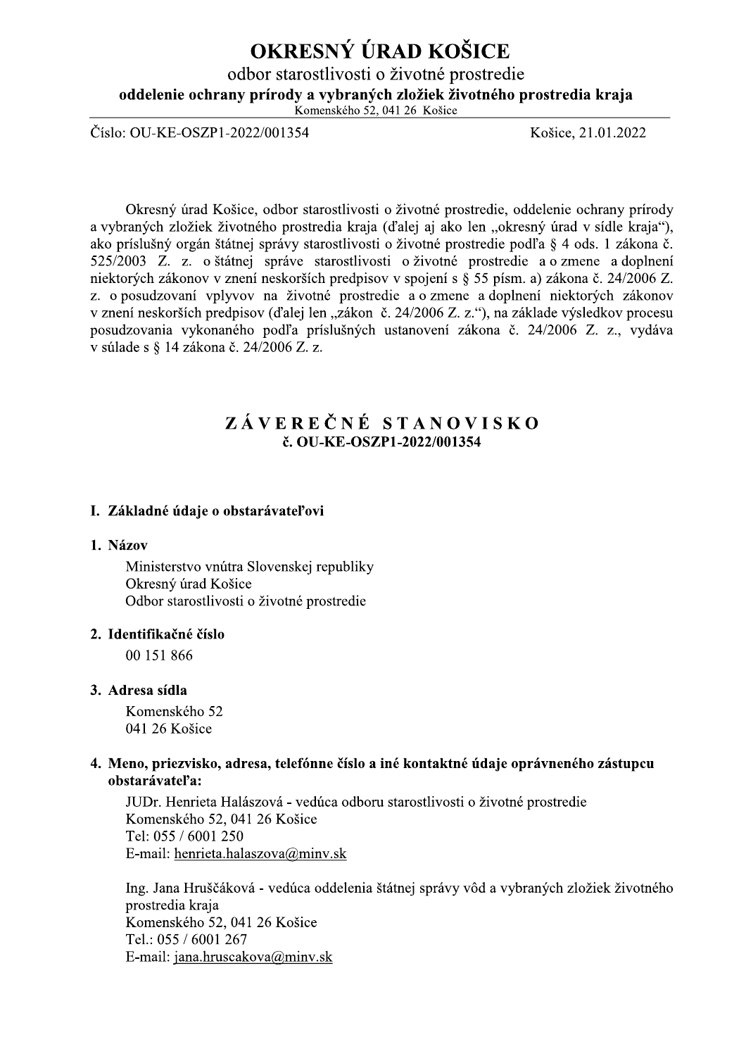# OKRESNÝ ÚRAD KOŠICE

odbor starostlivosti o životné prostredie

**oddelenie ochrany prírody a vybraných zložiek životného prostredia kraja**

Komenského 52, 041 26 Košice

Číslo: OU-KE-OSZP1-2022/001354 Košice, 21.01.2022

Okresný úrad Košice, odbor starostlivosti o životné prostredie, oddelenie ochrany prírody a vybraných zložiek životného prostredia kraja (ďalej aj ako len „okresný úrad v sídle kraja"), ako príslušný orgán štátnej správy starostlivosti o životné prostredie podľa § 4 ods. 1 zákona č. 525/2003 Z. z. o štátnej správe starostlivosti o životné prostredie a o zmene a doplnení niektorých zákonov v znení neskorších predpisov v spojení s § 55 písm. a) zákona č. 24/2006 Z. z. o posudzovaní vplyvov na životné prostredie a o zmene a doplnení niektorých zákonov v znení neskorších predpisov (ďalej len „zákon č. 24/2006 Z. z."), na základe výsledkov procesu posudzovania vykonaného podľa príslušných ustanovení zákona č. 24/2006 Z. z., vydáva v súlade s § 14 zákona č. 24/2006 Z. z.

## ZÁVEREČNÉ STANOVISKO
**č. OU-KE-OSZP1-2022/001354**

## I. Základné údaje o obstarávateľovi

**1. Názov**

Ministerstvo vnútra Slovenskej republiky
Okresný úrad Košice
Odbor starostlivosti o životné prostredie

**2. Identifikačné číslo**

00 151 866

**3. Adresa sídla**

Komenského 52
041 26 Košice

**4. Meno, priezvisko, adresa, telefónne číslo a iné kontaktné údaje oprávneného zástupcu obstarávateľa:**

JUDr. Henrieta Halászová - vedúca odboru starostlivosti o životné prostredie
Komenského 52, 041 26 Košice
Tel: 055 / 6001 250
E-mail: henrieta.halaszova@minv.sk

Ing. Jana Hruščáková - vedúca oddelenia štátnej správy vôd a vybraných zložiek životného prostredia kraja
Komenského 52, 041 26 Košice
Tel.: 055 / 6001 267
E-mail: jana.hruscakova@minv.sk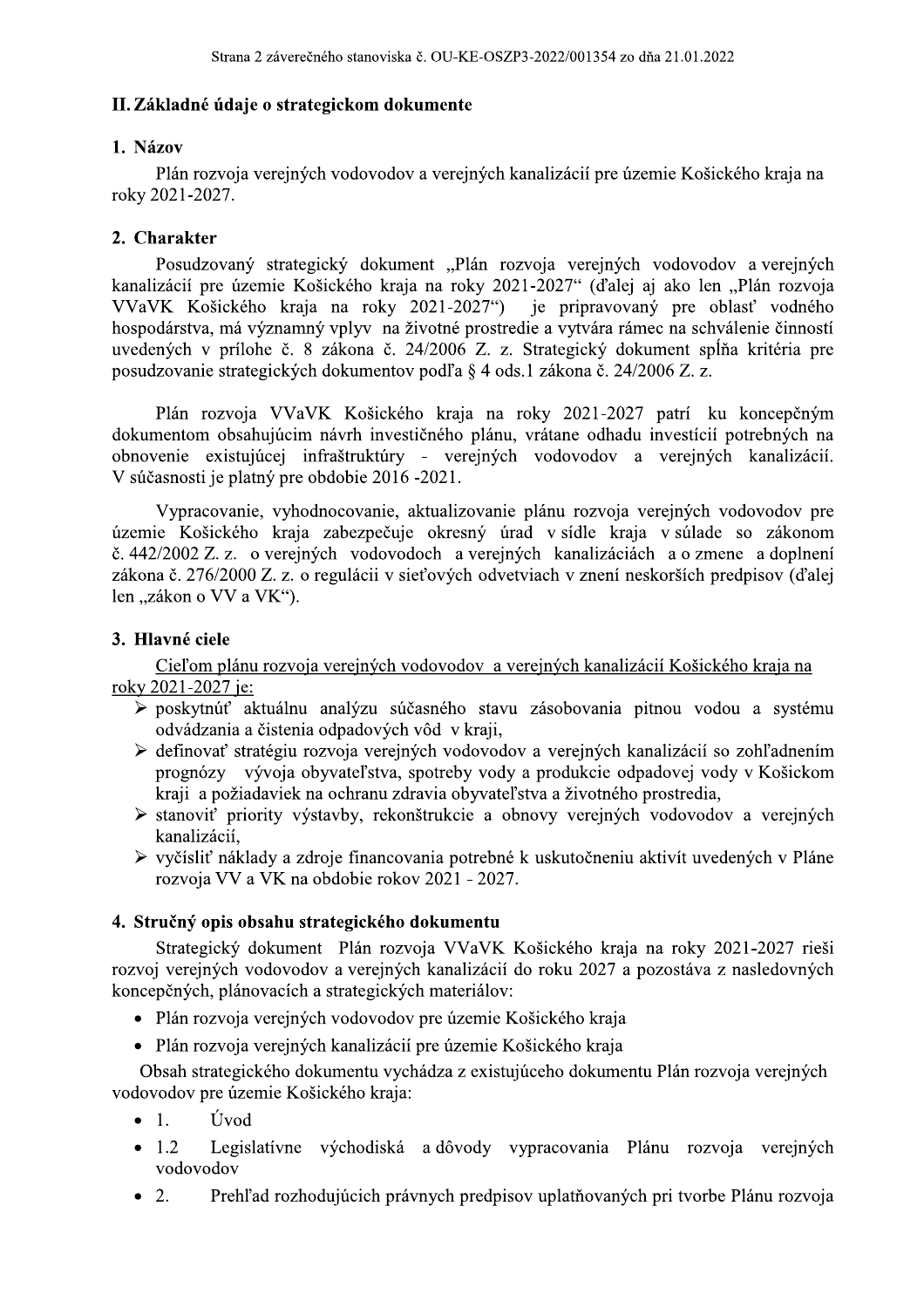## II. Základné údaje o strategickom dokumente

### 1. Názov

Plán rozvoja verejných vodovodov a verejných kanalizácií pre územie Košického kraja na roky 2021-2027.

### 2. Charakter

Posudzovaný strategický dokument „Plán rozvoja verejných vodovodov a verejných kanalizácií pre územie Košického kraja na roky 2021-2027" (ďalej aj ako len „Plán rozvoja VVaVK Košického kraja na roky 2021-2027") je pripravovaný pre oblasť vodného hospodárstva, má významný vplyv na životné prostredie a vytvára rámec na schválenie činností uvedených v prílohe č. 8 zákona č. 24/2006 Z. z. Strategický dokument spĺňa kritéria pre posudzovanie strategických dokumentov podľa § 4 ods.1 zákona č. 24/2006 Z. z.

Plán rozvoja VVaVK Košického kraja na roky 2021-2027 patrí ku koncepčným dokumentom obsahujúcim návrh investičného plánu, vrátane odhadu investícií potrebných na obnovenie existujúcej infraštruktúry - verejných vodovodov a verejných kanalizácií. V súčasnosti je platný pre obdobie 2016 -2021.

Vypracovanie, vyhodnocovanie, aktualizovanie plánu rozvoja verejných vodovodov pre územie Košického kraja zabezpečuje okresný úrad v sídle kraja v súlade so zákonom č. 442/2002 Z. z. o verejných vodovodoch a verejných kanalizáciách a o zmene a doplnení zákona č. 276/2000 Z. z. o regulácii v sieťových odvetviach v znení neskorších predpisov (ďalej len „zákon o VV a VK").

### 3. Hlavné ciele

Cieľom plánu rozvoja verejných vodovodov a verejných kanalizácií Košického kraja na roky 2021-2027 je:

- poskytnúť aktuálnu analýzu súčasného stavu zásobovania pitnou vodou a systému odvádzania a čistenia odpadových vôd v kraji,
- definovať stratégiu rozvoja verejných vodovodov a verejných kanalizácií so zohľadnením prognózy vývoja obyvateľstva, spotreby vody a produkcie odpadovej vody v Košickom kraji a požiadaviek na ochranu zdravia obyvateľstva a životného prostredia,
- stanoviť priority výstavby, rekonštrukcie a obnovy verejných vodovodov a verejných kanalizácií,
- vyčísliť náklady a zdroje financovania potrebné k uskutočneniu aktivít uvedených v Pláne rozvoja VV a VK na obdobie rokov 2021 - 2027.

### 4. Stručný opis obsahu strategického dokumentu

Strategický dokument Plán rozvoja VVaVK Košického kraja na roky 2021-2027 rieši rozvoj verejných vodovodov a verejných kanalizácií do roku 2027 a pozostáva z nasledovných koncepčných, plánovacích a strategických materiálov:

- Plán rozvoja verejných vodovodov pre územie Košického kraja
- Plán rozvoja verejných kanalizácií pre územie Košického kraja

Obsah strategického dokumentu vychádza z existujúceho dokumentu Plán rozvoja verejných vodovodov pre územie Košického kraja:

- 1. Úvod
- 1.2 Legislatívne východiská a dôvody vypracovania Plánu rozvoja verejných vodovodov
- 2. Prehľad rozhodujúcich právnych predpisov uplatňovaných pri tvorbe Plánu rozvoja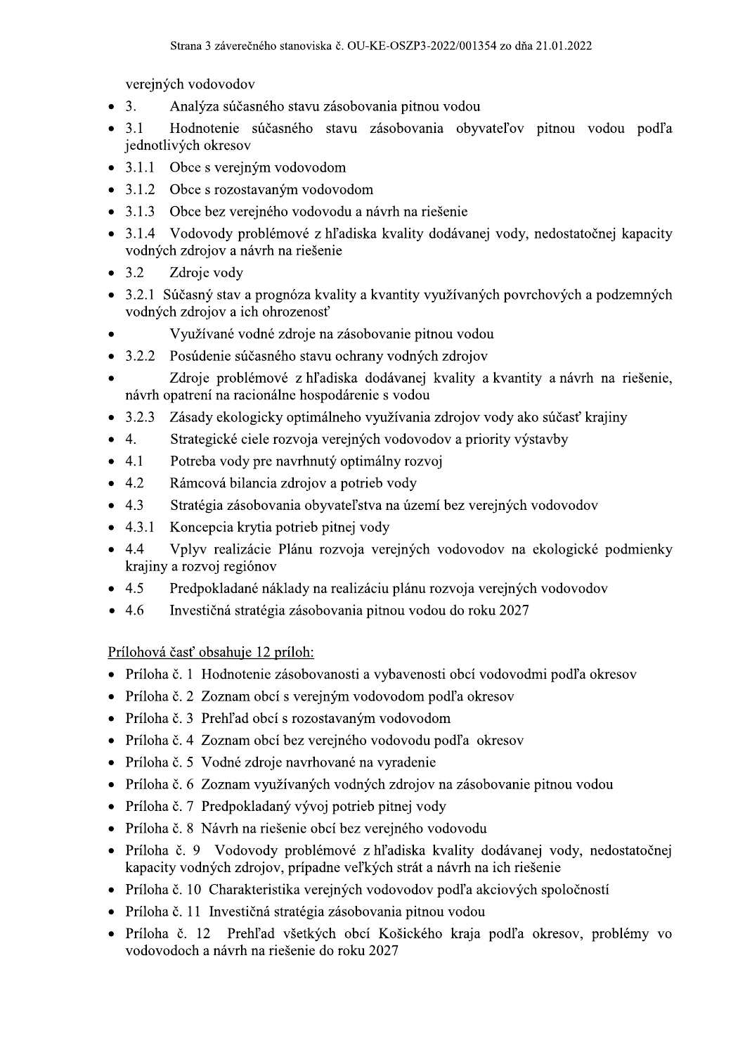verejných vodovodov

- 3. Analýza súčasného stavu zásobovania pitnou vodou
- 3.1 Hodnotenie súčasného stavu zásobovania obyvateľov pitnou vodou podľa jednotlivých okresov
- 3.1.1 Obce s verejným vodovodom
- 3.1.2 Obce s rozostavaným vodovodom
- 3.1.3 Obce bez verejného vodovodu a návrh na riešenie
- 3.1.4 Vodovody problémové z hľadiska kvality dodávanej vody, nedostatočnej kapacity vodných zdrojov a návrh na riešenie
- 3.2 Zdroje vody
- 3.2.1 Súčasný stav a prognóza kvality a kvantity využívaných povrchových a podzemných vodných zdrojov a ich ohrozenosť
- Využívané vodné zdroje na zásobovanie pitnou vodou
- 3.2.2 Posúdenie súčasného stavu ochrany vodných zdrojov
- Zdroje problémové z hľadiska dodávanej kvality a kvantity a návrh na riešenie, návrh opatrení na racionálne hospodárenie s vodou
- 3.2.3 Zásady ekologicky optimálneho využívania zdrojov vody ako súčasť krajiny
- 4. Strategické ciele rozvoja verejných vodovodov a priority výstavby
- 4.1 Potreba vody pre navrhnutý optimálny rozvoj
- 4.2 Rámcová bilancia zdrojov a potrieb vody
- 4.3 Stratégia zásobovania obyvateľstva na území bez verejných vodovodov
- 4.3.1 Koncepcia krytia potrieb pitnej vody
- 4.4 Vplyv realizácie Plánu rozvoja verejných vodovodov na ekologické podmienky krajiny a rozvoj regiónov
- 4.5 Predpokladané náklady na realizáciu plánu rozvoja verejných vodovodov
- 4.6 Investičná stratégia zásobovania pitnou vodou do roku 2027

<u>Prílohová časť obsahuje 12 príloh:</u>

- Príloha č. 1 Hodnotenie zásobovanosti a vybavenosti obcí vodovodmi podľa okresov
- Príloha č. 2 Zoznam obcí s verejným vodovodom podľa okresov
- Príloha č. 3 Prehľad obcí s rozostavaným vodovodom
- Príloha č. 4 Zoznam obcí bez verejného vodovodu podľa okresov
- Príloha č. 5 Vodné zdroje navrhované na vyradenie
- Príloha č. 6 Zoznam využívaných vodných zdrojov na zásobovanie pitnou vodou
- Príloha č. 7 Predpokladaný vývoj potrieb pitnej vody
- Príloha č. 8 Návrh na riešenie obcí bez verejného vodovodu
- Príloha č. 9 Vodovody problémové z hľadiska kvality dodávanej vody, nedostatočnej kapacity vodných zdrojov, prípadne veľkých strát a návrh na ich riešenie
- Príloha č. 10 Charakteristika verejných vodovodov podľa akciových spoločností
- Príloha č. 11 Investičná stratégia zásobovania pitnou vodou
- Príloha č. 12 Prehľad všetkých obcí Košického kraja podľa okresov, problémy vo vodovodoch a návrh na riešenie do roku 2027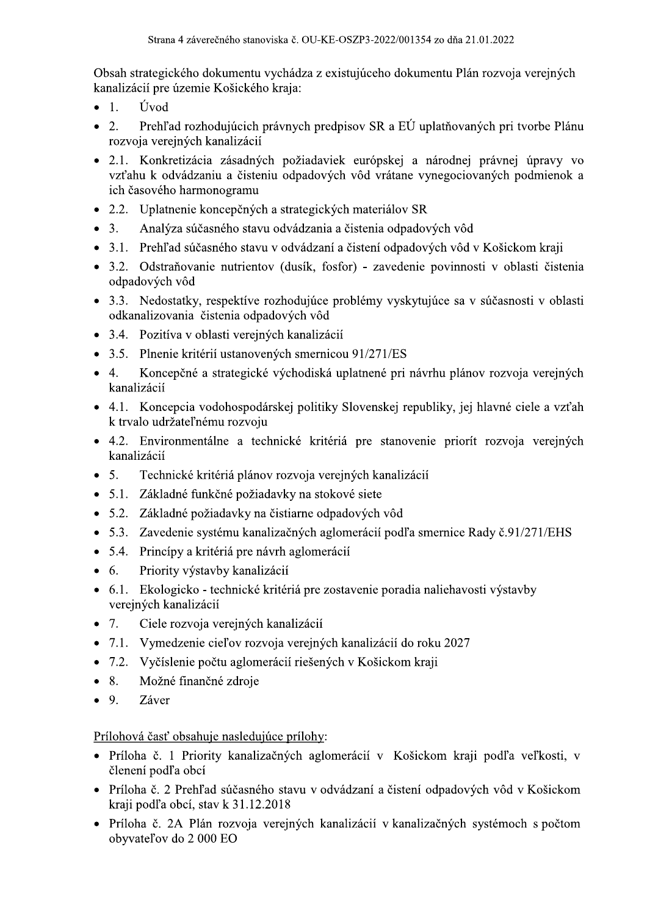Obsah strategického dokumentu vychádza z existujúceho dokumentu Plán rozvoja verejných kanalizácií pre územie Košického kraja:

- 1. Úvod
- 2. Prehľad rozhodujúcich právnych predpisov SR a EÚ uplatňovaných pri tvorbe Plánu rozvoja verejných kanalizácií
- 2.1. Konkretizácia zásadných požiadaviek európskej a národnej právnej úpravy vo vzťahu k odvádzaniu a čisteniu odpadových vôd vrátane vynegociovaných podmienok a ich časového harmonogramu
- 2.2. Uplatnenie koncepčných a strategických materiálov SR
- 3. Analýza súčasného stavu odvádzania a čistenia odpadových vôd
- 3.1. Prehľad súčasného stavu v odvádzaní a čistení odpadových vôd v Košickom kraji
- 3.2. Odstraňovanie nutrientov (dusík, fosfor) - zavedenie povinnosti v oblasti čistenia odpadových vôd
- 3.3. Nedostatky, respektíve rozhodujúce problémy vyskytujúce sa v súčasnosti v oblasti odkanalizovania čistenia odpadových vôd
- 3.4. Pozitíva v oblasti verejných kanalizácií
- 3.5. Plnenie kritérií ustanovených smernicou 91/271/ES
- 4. Koncepčné a strategické východiská uplatnené pri návrhu plánov rozvoja verejných kanalizácií
- 4.1. Koncepcia vodohospodárskej politiky Slovenskej republiky, jej hlavné ciele a vzťah k trvalo udržateľnému rozvoju
- 4.2. Environmentálne a technické kritériá pre stanovenie priorít rozvoja verejných kanalizácií
- 5. Technické kritériá plánov rozvoja verejných kanalizácií
- 5.1. Základné funkčné požiadavky na stokové siete
- 5.2. Základné požiadavky na čistiarne odpadových vôd
- 5.3. Zavedenie systému kanalizačných aglomerácií podľa smernice Rady č.91/271/EHS
- 5.4. Princípy a kritériá pre návrh aglomerácií
- 6. Priority výstavby kanalizácií
- 6.1. Ekologicko - technické kritériá pre zostavenie poradia naliehavosti výstavby verejných kanalizácií
- 7. Ciele rozvoja verejných kanalizácií
- 7.1. Vymedzenie cieľov rozvoja verejných kanalizácií do roku 2027
- 7.2. Vyčíslenie počtu aglomerácií riešených v Košickom kraji
- 8. Možné finančné zdroje
- 9. Záver

Prílohová časť obsahuje nasledujúce prílohy:

- Príloha č. 1 Priority kanalizačných aglomerácií v Košickom kraji podľa veľkosti, v členení podľa obcí
- Príloha č. 2 Prehľad súčasného stavu v odvádzaní a čistení odpadových vôd v Košickom kraji podľa obcí, stav k 31.12.2018
- Príloha č. 2A Plán rozvoja verejných kanalizácií v kanalizačných systémoch s počtom obyvateľov do 2 000 EO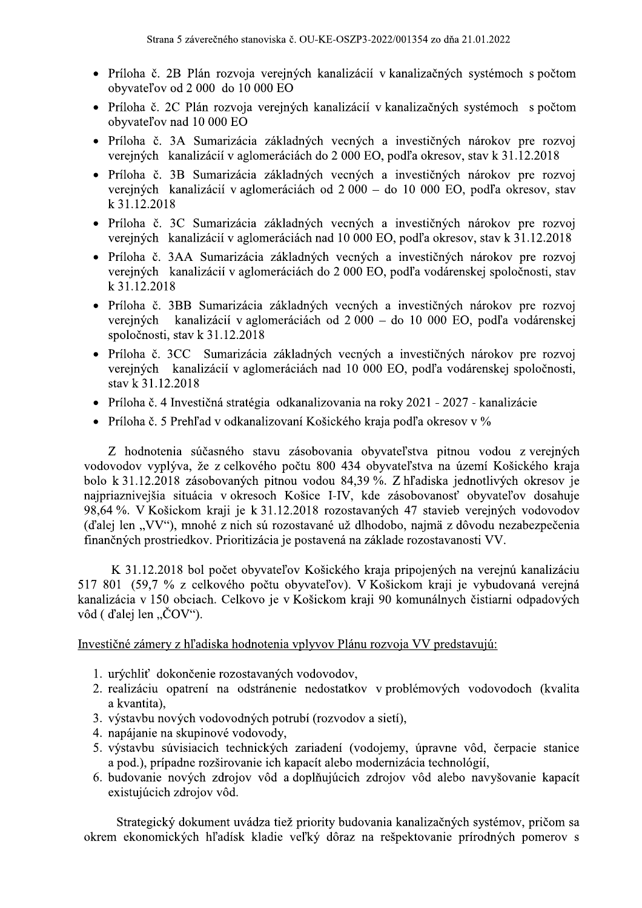- Príloha č. 2B Plán rozvoja verejných kanalizácií v kanalizačných systémoch s počtom obyvateľov od 2 000 do 10 000 EO
- Príloha č. 2C Plán rozvoja verejných kanalizácií v kanalizačných systémoch s počtom obyvateľov nad 10 000 EO
- Príloha č. 3A Sumarizácia základných vecných a investičných nárokov pre rozvoj verejných kanalizácií v aglomeráciách do 2 000 EO, podľa okresov, stav k 31.12.2018
- Príloha č. 3B Sumarizácia základných vecných a investičných nárokov pre rozvoj verejných kanalizácií v aglomeráciách od 2 000 – do 10 000 EO, podľa okresov, stav k 31.12.2018
- Príloha č. 3C Sumarizácia základných vecných a investičných nárokov pre rozvoj verejných kanalizácií v aglomeráciách nad 10 000 EO, podľa okresov, stav k 31.12.2018
- Príloha č. 3AA Sumarizácia základných vecných a investičných nárokov pre rozvoj verejných kanalizácií v aglomeráciách do 2 000 EO, podľa vodárenskej spoločnosti, stav k 31.12.2018
- Príloha č. 3BB Sumarizácia základných vecných a investičných nárokov pre rozvoj verejných kanalizácií v aglomeráciách od 2 000 – do 10 000 EO, podľa vodárenskej spoločnosti, stav k 31.12.2018
- Príloha č. 3CC Sumarizácia základných vecných a investičných nárokov pre rozvoj verejných kanalizácií v aglomeráciách nad 10 000 EO, podľa vodárenskej spoločnosti, stav k 31.12.2018
- Príloha č. 4 Investičná stratégia odkanalizovania na roky 2021 - 2027 - kanalizácie
- Príloha č. 5 Prehľad v odkanalizovaní Košického kraja podľa okresov v %

Z hodnotenia súčasného stavu zásobovania obyvateľstva pitnou vodou z verejných vodovodov vyplýva, že z celkového počtu 800 434 obyvateľstva na území Košického kraja bolo k 31.12.2018 zásobovaných pitnou vodou 84,39 %. Z hľadiska jednotlivých okresov je najpriaznivejšia situácia v okresoch Košice I-IV, kde zásobovanosť obyvateľov dosahuje 98,64 %. V Košickom kraji je k 31.12.2018 rozostavaných 47 stavieb verejných vodovodov (ďalej len „VV"), mnohé z nich sú rozostavané už dlhodobo, najmä z dôvodu nezabezpečenia finančných prostriedkov. Prioritizácia je postavená na základe rozostavanosti VV.

K 31.12.2018 bol počet obyvateľov Košického kraja pripojených na verejnú kanalizáciu 517 801 (59,7 % z celkového počtu obyvateľov). V Košickom kraji je vybudovaná verejná kanalizácia v 150 obciach. Celkovo je v Košickom kraji 90 komunálnych čistiarní odpadových vôd ( ďalej len „ČOV").

Investičné zámery z hľadiska hodnotenia vplyvov Plánu rozvoja VV predstavujú:

1. urýchliť dokončenie rozostavaných vodovodov,
2. realizáciu opatrení na odstránenie nedostatkov v problémových vodovodoch (kvalita a kvantita),
3. výstavbu nových vodovodných potrubí (rozvodov a sietí),
4. napájanie na skupinové vodovody,
5. výstavbu súvisiacich technických zariadení (vodojemy, úpravne vôd, čerpacie stanice a pod.), prípadne rozširovanie ich kapacít alebo modernizácia technológií,
6. budovanie nových zdrojov vôd a doplňujúcich zdrojov vôd alebo navyšovanie kapacít existujúcich zdrojov vôd.

Strategický dokument uvádza tiež priority budovania kanalizačných systémov, pričom sa okrem ekonomických hľadísk kladie veľký dôraz na rešpektovanie prírodných pomerov s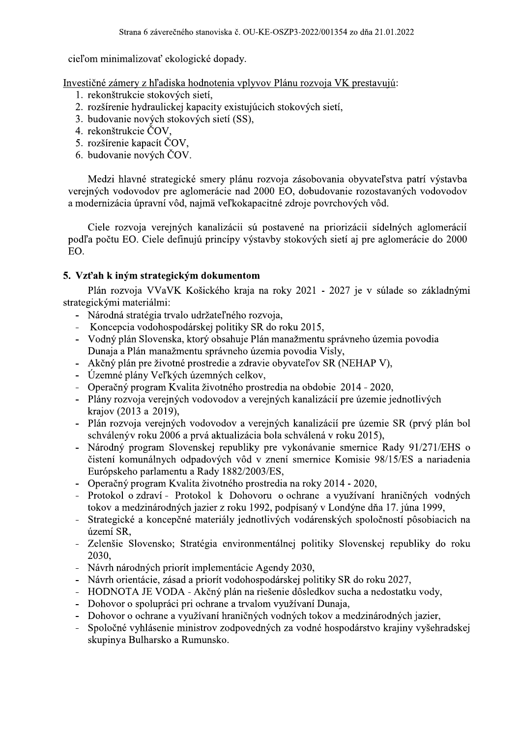cieľom minimalizovať ekologické dopady.

Investičné zámery z hľadiska hodnotenia vplyvov Plánu rozvoja VK prestavujú:

1. rekonštrukcie stokových sietí,
2. rozšírenie hydraulickej kapacity existujúcich stokových sietí,
3. budovanie nových stokových sietí (SS),
4. rekonštrukcie ČOV,
5. rozšírenie kapacít ČOV,
6. budovanie nových ČOV.

Medzi hlavné strategické smery plánu rozvoja zásobovania obyvateľstva patrí výstavba verejných vodovodov pre aglomerácie nad 2000 EO, dobudovanie rozostavaných vodovodov a modernizácia úpravní vôd, najmä veľkokapacitné zdroje povrchových vôd.

Ciele rozvoja verejných kanalizácii sú postavené na priorizácii sídelných aglomerácií podľa počtu EO. Ciele definujú princípy výstavby stokových sietí aj pre aglomerácie do 2000 EO.

### 5. Vzťah k iným strategickým dokumentom

Plán rozvoja VVaVK Košického kraja na roky 2021 - 2027 je v súlade so základnými strategickými materiálmi:

- Národná stratégia trvalo udržateľného rozvoja,
- Koncepcia vodohospodárskej politiky SR do roku 2015,
- Vodný plán Slovenska, ktorý obsahuje Plán manažmentu správneho územia povodia Dunaja a Plán manažmentu správneho územia povodia Visly,
- Akčný plán pre životné prostredie a zdravie obyvateľov SR (NEHAP V),
- Územné plány Veľkých územných celkov,
- Operačný program Kvalita životného prostredia na obdobie 2014 - 2020,
- Plány rozvoja verejných vodovodov a verejných kanalizácií pre územie jednotlivých krajov (2013 a 2019),
- Plán rozvoja verejných vodovodov a verejných kanalizácií pre územie SR (prvý plán bol schválenýv roku 2006 a prvá aktualizácia bola schválená v roku 2015),
- Národný program Slovenskej republiky pre vykonávanie smernice Rady 91/271/EHS o čistení komunálnych odpadových vôd v znení smernice Komisie 98/15/ES a nariadenia Európskeho parlamentu a Rady 1882/2003/ES,
- Operačný program Kvalita životného prostredia na roky 2014 - 2020,
- Protokol o zdraví - Protokol k Dohovoru o ochrane a využívaní hraničných vodných tokov a medzinárodných jazier z roku 1992, podpísaný v Londýne dňa 17. júna 1999,
- Strategické a koncepčné materiály jednotlivých vodárenských spoločností pôsobiacich na území SR,
- Zelenšie Slovensko; Stratégia environmentálnej politiky Slovenskej republiky do roku 2030,
- Návrh národných priorít implementácie Agendy 2030,
- Návrh orientácie, zásad a priorít vodohospodárskej politiky SR do roku 2027,
- HODNOTA JE VODA - Akčný plán na riešenie dôsledkov sucha a nedostatku vody,
- Dohovor o spolupráci pri ochrane a trvalom využívaní Dunaja,
- Dohovor o ochrane a využívaní hraničných vodných tokov a medzinárodných jazier,
- Spoločné vyhlásenie ministrov zodpovedných za vodné hospodárstvo krajiny vyšehradskej skupinya Bulharsko a Rumunsko.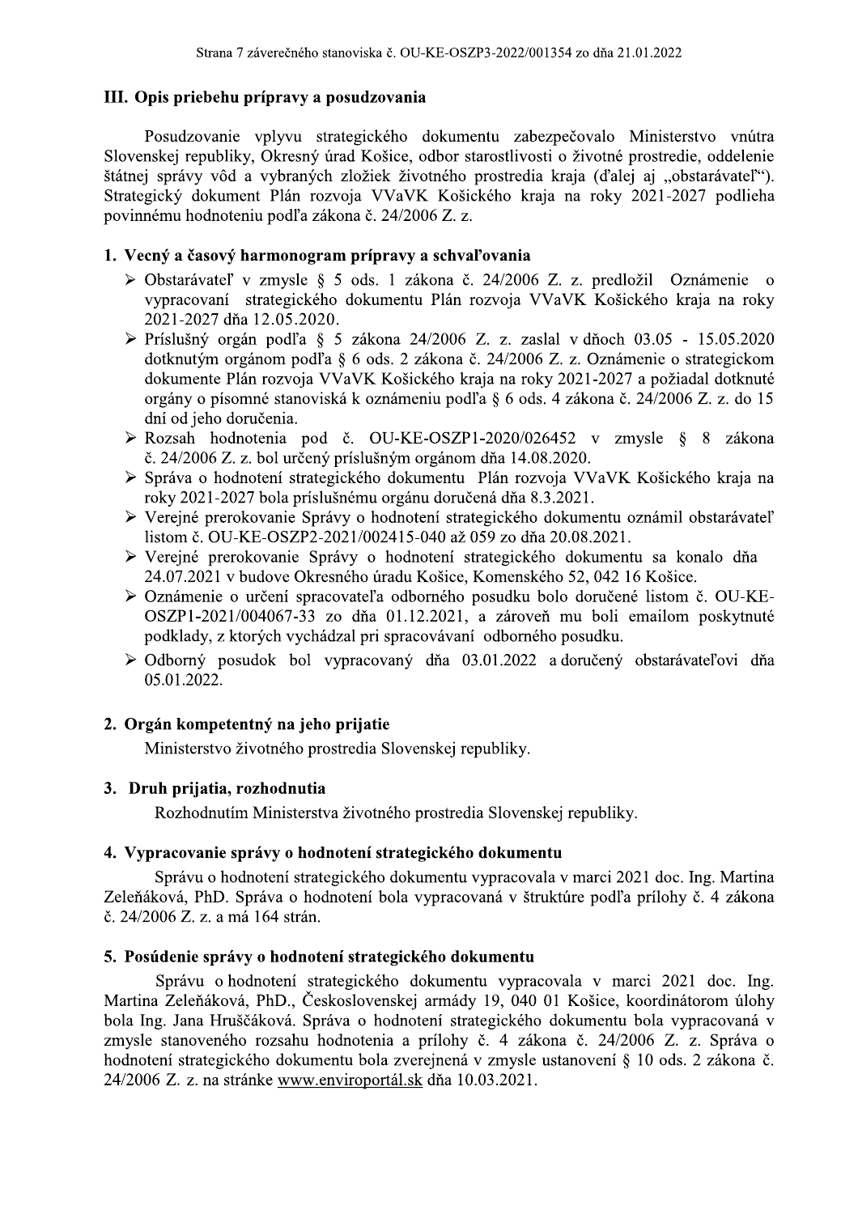## III. Opis priebehu prípravy a posudzovania

Posudzovanie vplyvu strategického dokumentu zabezpečovalo Ministerstvo vnútra Slovenskej republiky, Okresný úrad Košice, odbor starostlivosti o životné prostredie, oddelenie štátnej správy vôd a vybraných zložiek životného prostredia kraja (ďalej aj „obstarávateľ"). Strategický dokument Plán rozvoja VVaVK Košického kraja na roky 2021-2027 podlieha povinnému hodnoteniu podľa zákona č. 24/2006 Z. z.

### 1. Vecný a časový harmonogram prípravy a schvaľovania

- Obstarávateľ v zmysle § 5 ods. 1 zákona č. 24/2006 Z. z. predložil Oznámenie o vypracovaní strategického dokumentu Plán rozvoja VVaVK Košického kraja na roky 2021-2027 dňa 12.05.2020.
- Príslušný orgán podľa § 5 zákona 24/2006 Z. z. zaslal v dňoch 03.05 - 15.05.2020 dotknutým orgánom podľa § 6 ods. 2 zákona č. 24/2006 Z. z. Oznámenie o strategickom dokumente Plán rozvoja VVaVK Košického kraja na roky 2021-2027 a požiadal dotknuté orgány o písomné stanoviská k oznámeniu podľa § 6 ods. 4 zákona č. 24/2006 Z. z. do 15 dní od jeho doručenia.
- Rozsah hodnotenia pod č. OU-KE-OSZP1-2020/026452 v zmysle § 8 zákona č. 24/2006 Z. z. bol určený príslušným orgánom dňa 14.08.2020.
- Správa o hodnotení strategického dokumentu Plán rozvoja VVaVK Košického kraja na roky 2021-2027 bola príslušnému orgánu doručená dňa 8.3.2021.
- Verejné prerokovanie Správy o hodnotení strategického dokumentu oznámil obstarávateľ listom č. OU-KE-OSZP2-2021/002415-040 až 059 zo dňa 20.08.2021.
- Verejné prerokovanie Správy o hodnotení strategického dokumentu sa konalo dňa 24.07.2021 v budove Okresného úradu Košice, Komenského 52, 042 16 Košice.
- Oznámenie o určení spracovateľa odborného posudku bolo doručené listom č. OU-KE-OSZP1-2021/004067-33 zo dňa 01.12.2021, a zároveň mu boli emailom poskytnuté podklady, z ktorých vychádzal pri spracovávaní odborného posudku.
- Odborný posudok bol vypracovaný dňa 03.01.2022 a doručený obstarávateľovi dňa 05.01.2022.

### 2. Orgán kompetentný na jeho prijatie

Ministerstvo životného prostredia Slovenskej republiky.

### 3. Druh prijatia, rozhodnutia

Rozhodnutím Ministerstva životného prostredia Slovenskej republiky.

### 4. Vypracovanie správy o hodnotení strategického dokumentu

Správu o hodnotení strategického dokumentu vypracovala v marci 2021 doc. Ing. Martina Zeleňáková, PhD. Správa o hodnotení bola vypracovaná v štruktúre podľa prílohy č. 4 zákona č. 24/2006 Z. z. a má 164 strán.

### 5. Posúdenie správy o hodnotení strategického dokumentu

Správu o hodnotení strategického dokumentu vypracovala v marci 2021 doc. Ing. Martina Zeleňáková, PhD., Československej armády 19, 040 01 Košice, koordinátorom úlohy bola Ing. Jana Hruščáková. Správa o hodnotení strategického dokumentu bola vypracovaná v zmysle stanoveného rozsahu hodnotenia a prílohy č. 4 zákona č. 24/2006 Z. z. Správa o hodnotení strategického dokumentu bola zverejnená v zmysle ustanovení § 10 ods. 2 zákona č. 24/2006 Z. z. na stránke www.enviroportál.sk dňa 10.03.2021.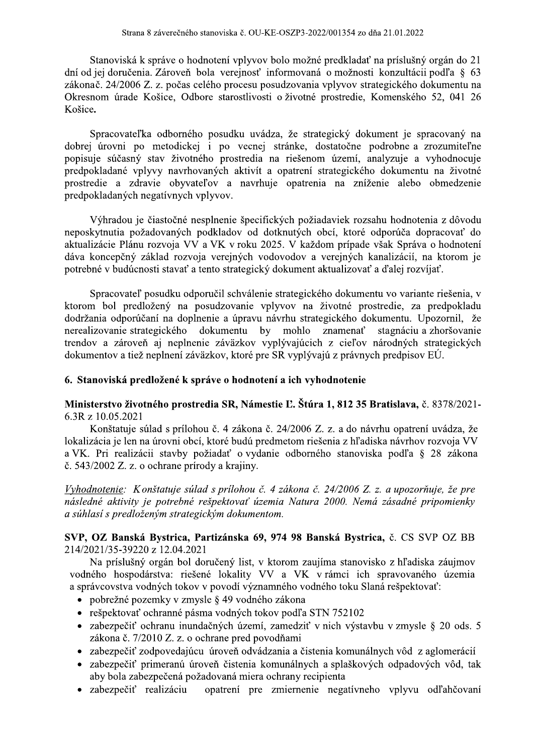Stanoviská k správe o hodnotení vplyvov bolo možné predkladať na príslušný orgán do 21 dní od jej doručenia. Zároveň bola verejnosť informovaná o možnosti konzultácii podľa § 63 zákonač. 24/2006 Z. z. počas celého procesu posudzovania vplyvov strategického dokumentu na Okresnom úrade Košice, Odbore starostlivosti o životné prostredie, Komenského 52, 041 26 Košice.

Spracovateľka odborného posudku uvádza, že strategický dokument je spracovaný na dobrej úrovni po metodickej i po vecnej stránke, dostatočne podrobne a zrozumiteľne popisuje súčasný stav životného prostredia na riešenom území, analyzuje a vyhodnocuje predpokladané vplyvy navrhovaných aktivít a opatrení strategického dokumentu na životné prostredie a zdravie obyvateľov a navrhuje opatrenia na zníženie alebo obmedzenie predpokladaných negatívnych vplyvov.

Výhradou je čiastočné nesplnenie špecifických požiadaviek rozsahu hodnotenia z dôvodu neposkytnutia požadovaných podkladov od dotknutých obcí, ktoré odporúča dopracovať do aktualizácie Plánu rozvoja VV a VK v roku 2025. V každom prípade však Správa o hodnotení dáva koncepčný základ rozvoja verejných vodovodov a verejných kanalizácií, na ktorom je potrebné v budúcnosti stavať a tento strategický dokument aktualizovať a ďalej rozvíjať.

Spracovateľ posudku odporučil schválenie strategického dokumentu vo variante riešenia, v ktorom bol predložený na posudzovanie vplyvov na životné prostredie, za predpokladu dodržania odporúčaní na doplnenie a úpravu návrhu strategického dokumentu. Upozornil, že nerealizovanie strategického dokumentu by mohlo znamenať stagnáciu a zhoršovanie trendov a zároveň aj neplnenie záväzkov vyplývajúcich z cieľov národných strategických dokumentov a tiež neplnení záväzkov, ktoré pre SR vyplývajú z právnych predpisov EÚ.

## 6. Stanoviská predložené k správe o hodnotení a ich vyhodnotenie

**Ministerstvo životného prostredia SR, Námestie Ľ. Štúra 1, 812 35 Bratislava,** č. 8378/2021-6.3R z 10.05.2021

Konštatuje súlad s prílohou č. 4 zákona č. 24/2006 Z. z. a do návrhu opatrení uvádza, že lokalizácia je len na úrovni obcí, ktoré budú predmetom riešenia z hľadiska návrhov rozvoja VV a VK. Pri realizácii stavby požiadať o vydanie odborného stanoviska podľa § 28 zákona č. 543/2002 Z. z. o ochrane prírody a krajiny.

*<u>Vyhodnotenie</u>: Konštatuje súlad s prílohou č. 4 zákona č. 24/2006 Z. z. a upozorňuje, že pre následné aktivity je potrebné rešpektovať územia Natura 2000. Nemá zásadné pripomienky a súhlasí s predloženým strategickým dokumentom.*

**SVP, OZ Banská Bystrica, Partizánska 69, 974 98 Banská Bystrica,** č. CS SVP OZ BB 214/2021/35-39220 z 12.04.2021

Na príslušný orgán bol doručený list, v ktorom zaujíma stanovisko z hľadiska záujmov vodného hospodárstva: riešené lokality VV a VK v rámci ich spravovaného územia a správcovstva vodných tokov v povodí významného vodného toku Slaná rešpektovať:

- pobrežné pozemky v zmysle § 49 vodného zákona
- rešpektovať ochranné pásma vodných tokov podľa STN 752102
- zabezpečiť ochranu inundačných území, zamedziť v nich výstavbu v zmysle § 20 ods. 5 zákona č. 7/2010 Z. z. o ochrane pred povodňami
- zabezpečiť zodpovedajúcu úroveň odvádzania a čistenia komunálnych vôd z aglomerácií
- zabezpečiť primeranú úroveň čistenia komunálnych a splaškových odpadových vôd, tak aby bola zabezpečená požadovaná miera ochrany recipienta
- zabezpečiť realizáciu opatrení pre zmiernenie negatívneho vplyvu odľahčovaní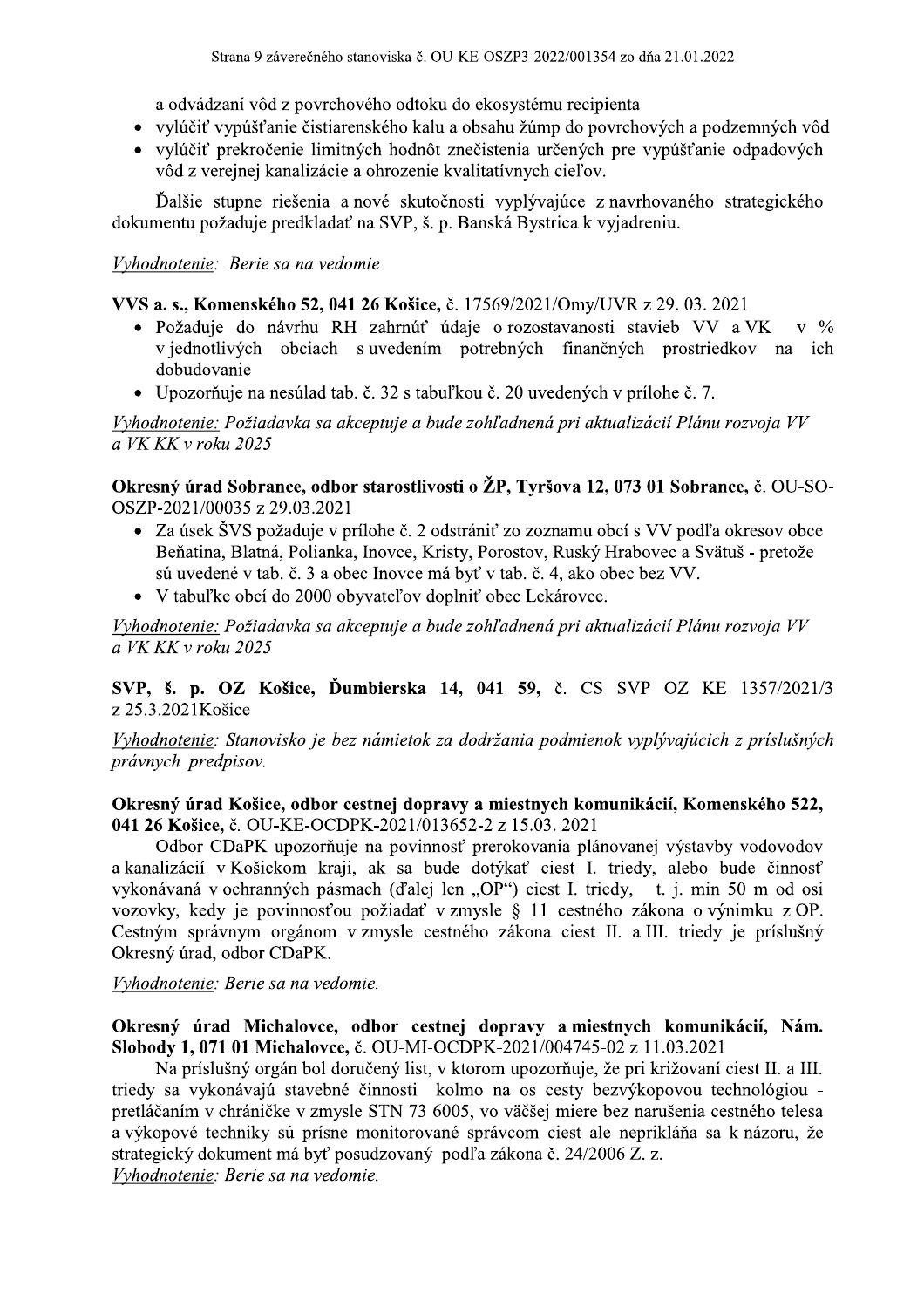a odvádzaní vôd z povrchového odtoku do ekosystému recipienta

- vylúčiť vypúšťanie čistiarenského kalu a obsahu žúmp do povrchových a podzemných vôd
- vylúčiť prekročenie limitných hodnôt znečistenia určených pre vypúšťanie odpadových vôd z verejnej kanalizácie a ohrozenie kvalitatívnych cieľov.

Ďalšie stupne riešenia a nové skutočnosti vyplývajúce z navrhovaného strategického dokumentu požaduje predkladať na SVP, š. p. Banská Bystrica k vyjadreniu.

*Vyhodnotenie: Berie sa na vedomie*

**VVS a. s., Komenského 52, 041 26 Košice,** č. 17569/2021/Omy/UVR z 29. 03. 2021

- Požaduje do návrhu RH zahrnúť údaje o rozostavanosti stavieb VV a VK v % v jednotlivých obciach s uvedením potrebných finančných prostriedkov na ich dobudovanie
- Upozorňuje na nesúlad tab. č. 32 s tabuľkou č. 20 uvedených v prílohe č. 7.

*Vyhodnotenie: Požiadavka sa akceptuje a bude zohľadnená pri aktualizácii Plánu rozvoja VV a VK KK v roku 2025*

**Okresný úrad Sobrance, odbor starostlivosti o ŽP, Tyršova 12, 073 01 Sobrance,** č. OU-SO-OSZP-2021/00035 z 29.03.2021

- Za úsek ŠVS požaduje v prílohe č. 2 odstrániť zo zoznamu obcí s VV podľa okresov obce Beňatina, Blatná, Polianka, Inovce, Kristy, Porostov, Ruský Hrabovec a Svätuš - pretože sú uvedené v tab. č. 3 a obec Inovce má byť v tab. č. 4, ako obec bez VV.
- V tabuľke obcí do 2000 obyvateľov doplniť obec Lekárovce.

*Vyhodnotenie: Požiadavka sa akceptuje a bude zohľadnená pri aktualizácii Plánu rozvoja VV a VK KK v roku 2025*

**SVP, š. p. OZ Košice, Ďumbierska 14, 041 59,** č. CS SVP OZ KE 1357/2021/3 z 25.3.2021Košice

*Vyhodnotenie: Stanovisko je bez námietok za dodržania podmienok vyplývajúcich z príslušných právnych predpisov.*

**Okresný úrad Košice, odbor cestnej dopravy a miestnych komunikácií, Komenského 522, 041 26 Košice,** č. OU-KE-OCDPK-2021/013652-2 z 15.03. 2021

Odbor CDaPK upozorňuje na povinnosť prerokovania plánovanej výstavby vodovodov a kanalizácií v Košickom kraji, ak sa bude dotýkať ciest I. triedy, alebo bude činnosť vykonávaná v ochranných pásmach (ďalej len „OP“) ciest I. triedy, t. j. min 50 m od osi vozovky, kedy je povinnosťou požiadať v zmysle § 11 cestného zákona o výnimku z OP. Cestným správnym orgánom v zmysle cestného zákona ciest II. a III. triedy je príslušný Okresný úrad, odbor CDaPK.

*Vyhodnotenie: Berie sa na vedomie.*

**Okresný úrad Michalovce, odbor cestnej dopravy a miestnych komunikácií, Nám. Slobody 1, 071 01 Michalovce,** č. OU-MI-OCDPK-2021/004745-02 z 11.03.2021

Na príslušný orgán bol doručený list, v ktorom upozorňuje, že pri križovaní ciest II. a III. triedy sa vykonávajú stavebné činnosti kolmo na os cesty bezvýkopovou technológiou - pretláčaním v chráničke v zmysle STN 73 6005, vo väčšej miere bez narušenia cestného telesa a výkopové techniky sú prísne monitorované správcom ciest ale nepriklňa sa k názoru, že strategický dokument má byť posudzovaný podľa zákona č. 24/2006 Z. z.

*Vyhodnotenie: Berie sa na vedomie.*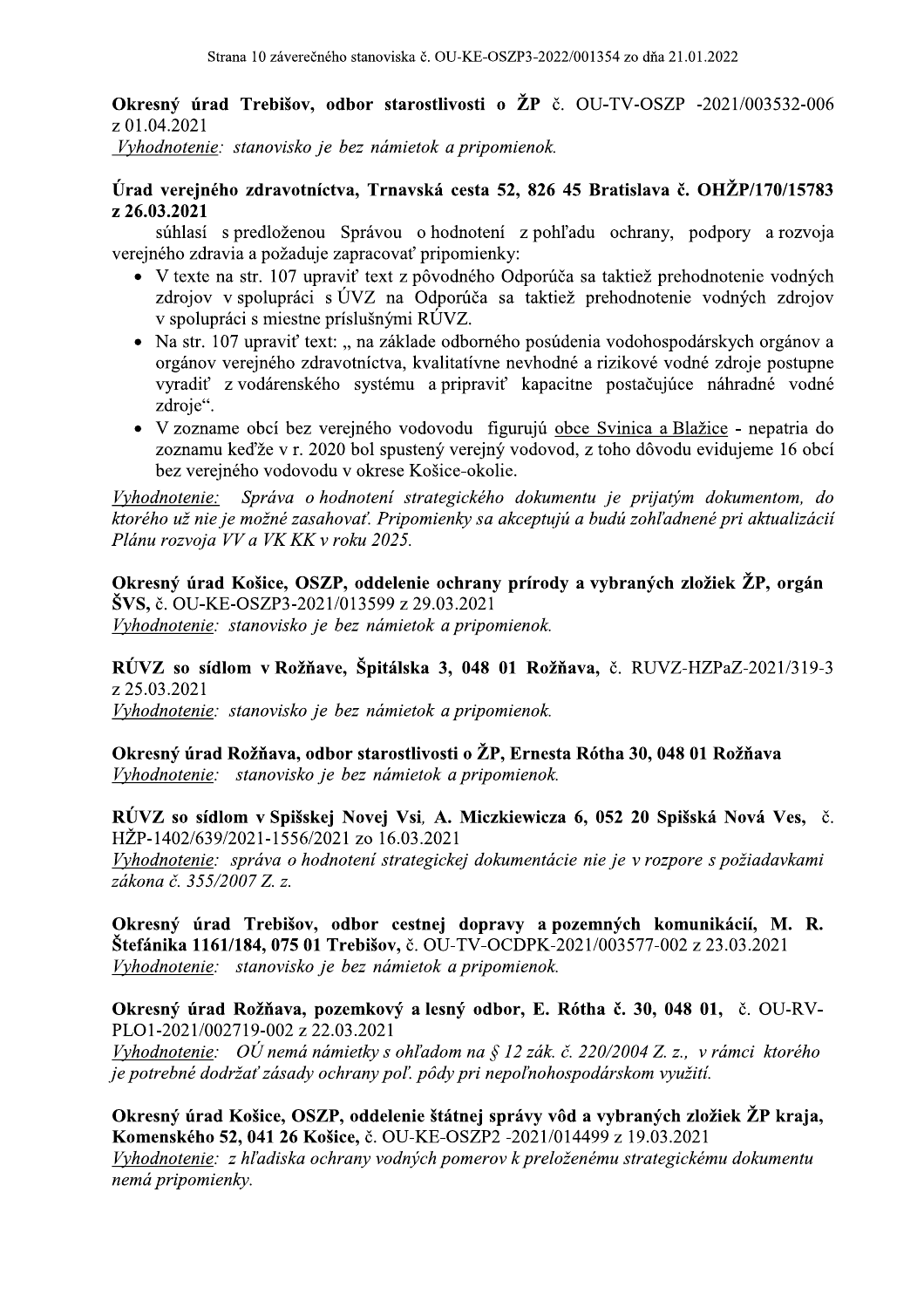**Okresný úrad Trebišov, odbor starostlivosti o ŽP** č. OU-TV-OSZP -2021/003532-006 z 01.04.2021

*Vyhodnotenie: stanovisko je bez námietok a pripomienok.*

**Úrad verejného zdravotníctva, Trnavská cesta 52, 826 45 Bratislava č. OHŽP/170/15783 z 26.03.2021**

súhlasí s predloženou Správou o hodnotení z pohľadu ochrany, podpory a rozvoja verejného zdravia a požaduje zapracovať pripomienky:

- V texte na str. 107 upraviť text z pôvodného Odporúča sa taktiež prehodnotenie vodných zdrojov v spolupráci s ÚVZ na Odporúča sa taktiež prehodnotenie vodných zdrojov v spolupráci s miestne príslušnými RÚVZ.
- Na str. 107 upraviť text: „ na základe odborného posúdenia vodohospodárskych orgánov a orgánov verejného zdravotníctva, kvalitatívne nevhodné a rizikové vodné zdroje postupne vyradiť z vodárenského systému a pripraviť kapacitne postačujúce náhradné vodné zdroje".
- V zozname obcí bez verejného vodovodu figurujú obce Svinica a Blažice - nepatria do zoznamu keďže v r. 2020 bol spustený verejný vodovod, z toho dôvodu evidujeme 16 obcí bez verejného vodovodu v okrese Košice-okolie.

*Vyhodnotenie: Správa o hodnotení strategického dokumentu je prijatým dokumentom, do ktorého už nie je možné zasahovať. Pripomienky sa akceptujú a budú zohľadnené pri aktualizácii Plánu rozvoja VV a VK KK v roku 2025.*

**Okresný úrad Košice, OSZP, oddelenie ochrany prírody a vybraných zložiek ŽP, orgán ŠVS,** č. OU-KE-OSZP3-2021/013599 z 29.03.2021

*Vyhodnotenie: stanovisko je bez námietok a pripomienok.*

**RÚVZ so sídlom v Rožňave, Špitálska 3, 048 01 Rožňava,** č. RUVZ-HZPaZ-2021/319-3 z 25.03.2021

*Vyhodnotenie: stanovisko je bez námietok a pripomienok.*

**Okresný úrad Rožňava, odbor starostlivosti o ŽP, Ernesta Rótha 30, 048 01 Rožňava**

*Vyhodnotenie: stanovisko je bez námietok a pripomienok.*

**RÚVZ so sídlom v Spišskej Novej Vsi, A. Miczkiewicza 6, 052 20 Spišská Nová Ves,** č. HŽP-1402/639/2021-1556/2021 zo 16.03.2021

*Vyhodnotenie: správa o hodnotení strategickej dokumentácie nie je v rozpore s požiadavkami zákona č. 355/2007 Z. z.*

**Okresný úrad Trebišov, odbor cestnej dopravy a pozemných komunikácií, M. R. Štefánika 1161/184, 075 01 Trebišov,** č. OU-TV-OCDPK-2021/003577-002 z 23.03.2021

*Vyhodnotenie: stanovisko je bez námietok a pripomienok.*

**Okresný úrad Rožňava, pozemkový a lesný odbor, E. Rótha č. 30, 048 01,** č. OU-RV-PLO1-2021/002719-002 z 22.03.2021

*Vyhodnotenie: OÚ nemá námietky s ohľadom na § 12 zák. č. 220/2004 Z. z., v rámci ktorého je potrebné dodržať zásady ochrany poľ. pôdy pri nepoľnohospodárskom využití.*

**Okresný úrad Košice, OSZP, oddelenie štátnej správy vôd a vybraných zložiek ŽP kraja, Komenského 52, 041 26 Košice,** č. OU-KE-OSZP2 -2021/014499 z 19.03.2021

*Vyhodnotenie: z hľadiska ochrany vodných pomerov k preloženému strategickému dokumentu nemá pripomienky.*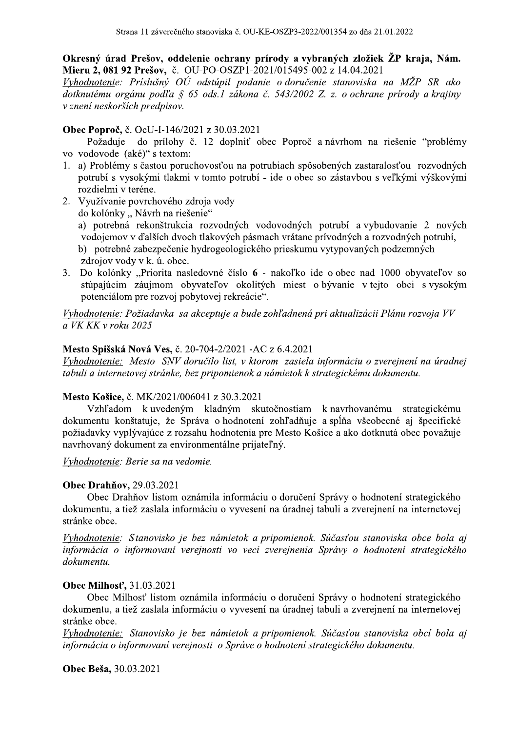**Okresný úrad Prešov, oddelenie ochrany prírody a vybraných zložiek ŽP kraja, Nám. Mieru 2, 081 92 Prešov,** č. OU-PO-OSZP1-2021/015495-002 z 14.04.2021

*Vyhodnotenie: Príslušný OÚ odstúpil podanie o doručenie stanoviska na MŽP SR ako dotknutému orgánu podľa § 65 ods.1 zákona č. 543/2002 Z. z. o ochrane prírody a krajiny v znení neskorších predpisov.*

**Obec Poproč,** č. OcU-I-146/2021 z 30.03.2021

Požaduje do prílohy č. 12 doplniť obec Poproč a návrhom na riešenie "problémy vo vodovode (aké)" s textom:

1. a) Problémy s častou poruchovosťou na potrubiach spôsobených zastaralosťou rozvodných potrubí s vysokými tlakmi v tomto potrubí - ide o obec so zástavbou s veľkými výškovými rozdielmi v teréne.
2. Využívanie povrchového zdroja vody
   do kolónky „ Návrh na riešenie"
   a) potrebná rekonštrukcia rozvodných vodovodných potrubí a vybudovanie 2 nových vodojemov v ďalších dvoch tlakových pásmach vrátane prívodných a rozvodných potrubí,
   b) potrebné zabezpečenie hydrogeologického prieskumu vytypovaných podzemných zdrojov vody v k. ú. obce.
3. Do kolónky „Priorita nasledovné číslo **6** - nakoľko ide o obec nad 1000 obyvateľov so stúpajúcim záujmom obyvateľov okolitých miest o bývanie v tejto obci s vysokým potenciálom pre rozvoj pobytovej rekreácie".

*Vyhodnotenie: Požiadavka sa akceptuje a bude zohľadnená pri aktualizácii Plánu rozvoja VV a VK KK v roku 2025*

**Mesto Spišská Nová Ves,** č. 20-704-2/2021 -AC z 6.4.2021

*Vyhodnotenie: Mesto SNV doručilo list, v ktorom zasiela informáciu o zverejnení na úradnej tabuli a internetovej stránke, bez pripomienok a námietok k strategickému dokumentu.*

**Mesto Košice,** č. MK/2021/006041 z 30.3.2021

Vzhľadom k uvedeným kladným skutočnostiam k navrhovanému strategickému dokumentu konštatuje, že Správa o hodnotení zohľadňuje a spĺňa všeobecné aj špecifické požiadavky vyplývajúce z rozsahu hodnotenia pre Mesto Košice a ako dotknutá obec považuje navrhovaný dokument za environmentálne prijateľný.

*Vyhodnotenie: Berie sa na vedomie.*

**Obec Drahňov,** 29.03.2021

Obec Drahňov listom oznámila informáciu o doručení Správy o hodnotení strategického dokumentu, a tiež zaslala informáciu o vyvesení na úradnej tabuli a zverejnení na internetovej stránke obce.

*Vyhodnotenie: Stanovisko je bez námietok a pripomienok. Súčasťou stanoviska obce bola aj informácia o informovaní verejnosti vo veci zverejnenia Správy o hodnotení strategického dokumentu.*

**Obec Milhosť,** 31.03.2021

Obec Milhosť listom oznámila informáciu o doručení Správy o hodnotení strategického dokumentu, a tiež zaslala informáciu o vyvesení na úradnej tabuli a zverejnení na internetovej stránke obce.

*Vyhodnotenie: Stanovisko je bez námietok a pripomienok. Súčasťou stanoviska obcí bola aj informácia o informovaní verejnosti o Správe o hodnotení strategického dokumentu.*

**Obec Beša,** 30.03.2021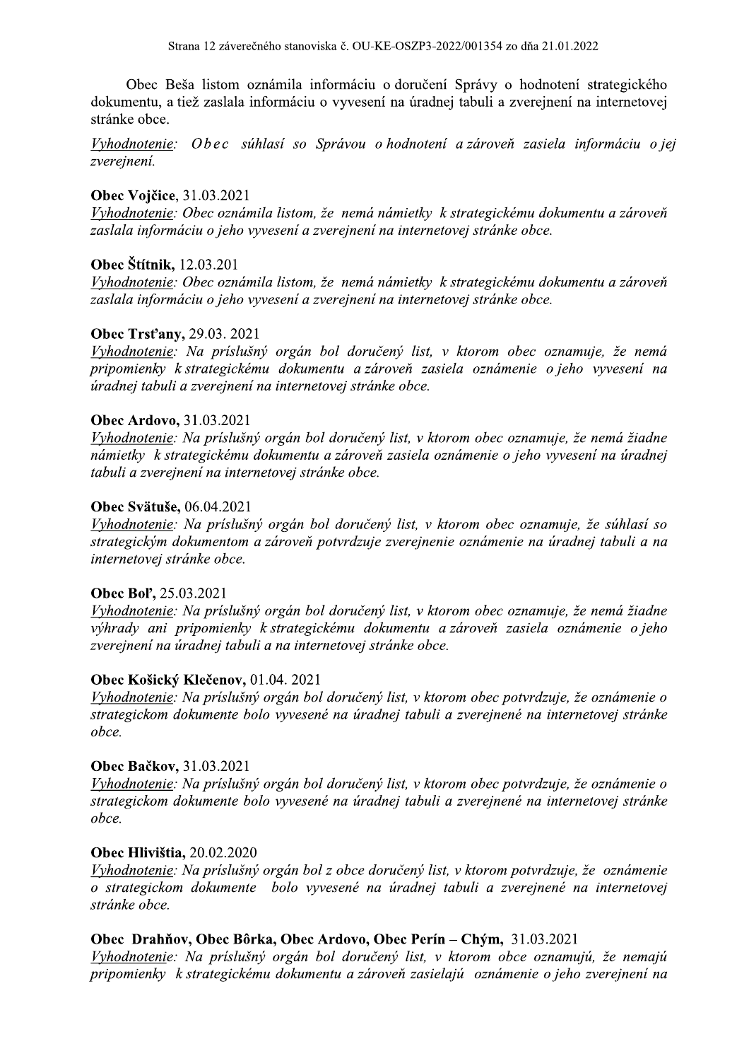Obec Beša listom oznámila informáciu o doručení Správy o hodnotení strategického dokumentu, a tiež zaslala informáciu o vyvesení na úradnej tabuli a zverejnení na internetovej stránke obce.

*Vyhodnotenie:* *Obec súhlasí so Správou o hodnotení a zároveň zasiela informáciu o jej zverejnení.*

**Obec Vojčice,** 31.03.2021

*Vyhodnotenie: Obec oznámila listom, že nemá námietky k strategickému dokumentu a zároveň zaslala informáciu o jeho vyvesení a zverejnení na internetovej stránke obce.*

**Obec Štítnik,** 12.03.201

*Vyhodnotenie: Obec oznámila listom, že nemá námietky k strategickému dokumentu a zároveň zaslala informáciu o jeho vyvesení a zverejnení na internetovej stránke obce.*

**Obec Trsťany,** 29.03. 2021

*Vyhodnotenie: Na príslušný orgán bol doručený list, v ktorom obec oznamuje, že nemá pripomienky k strategickému dokumentu a zároveň zasiela oznámenie o jeho vyvesení na úradnej tabuli a zverejnení na internetovej stránke obce.*

**Obec Ardovo,** 31.03.2021

*Vyhodnotenie: Na príslušný orgán bol doručený list, v ktorom obec oznamuje, že nemá žiadne námietky k strategickému dokumentu a zároveň zasiela oznámenie o jeho vyvesení na úradnej tabuli a zverejnení na internetovej stránke obce.*

**Obec Svätuše,** 06.04.2021

*Vyhodnotenie: Na príslušný orgán bol doručený list, v ktorom obec oznamuje, že súhlasí so strategickým dokumentom a zároveň potvrdzuje zverejnenie oznámenie na úradnej tabuli a na internetovej stránke obce.*

**Obec Boľ,** 25.03.2021

*Vyhodnotenie: Na príslušný orgán bol doručený list, v ktorom obec oznamuje, že nemá žiadne výhrady ani pripomienky k strategickému dokumentu a zároveň zasiela oznámenie o jeho zverejnení na úradnej tabuli a na internetovej stránke obce.*

**Obec Košický Klečenov,** 01.04. 2021

*Vyhodnotenie: Na príslušný orgán bol doručený list, v ktorom obec potvrdzuje, že oznámenie o strategickom dokumente bolo vyvesené na úradnej tabuli a zverejnené na internetovej stránke obce.*

**Obec Bačkov,** 31.03.2021

*Vyhodnotenie: Na príslušný orgán bol doručený list, v ktorom obec potvrdzuje, že oznámenie o strategickom dokumente bolo vyvesené na úradnej tabuli a zverejnené na internetovej stránke obce.*

**Obec Hlivištia,** 20.02.2020

*Vyhodnotenie: Na príslušný orgán bol z obce doručený list, v ktorom potvrdzuje, že oznámenie o strategickom dokumente bolo vyvesené na úradnej tabuli a zverejnené na internetovej stránke obce.*

**Obec Drahňov, Obec Bôrka, Obec Ardovo, Obec Perín – Chým,** 31.03.2021

*Vyhodnotenie: Na príslušný orgán bol doručený list, v ktorom obce oznamujú, že nemajú pripomienky k strategickému dokumentu a zároveň zasielajú oznámenie o jeho zverejnení na*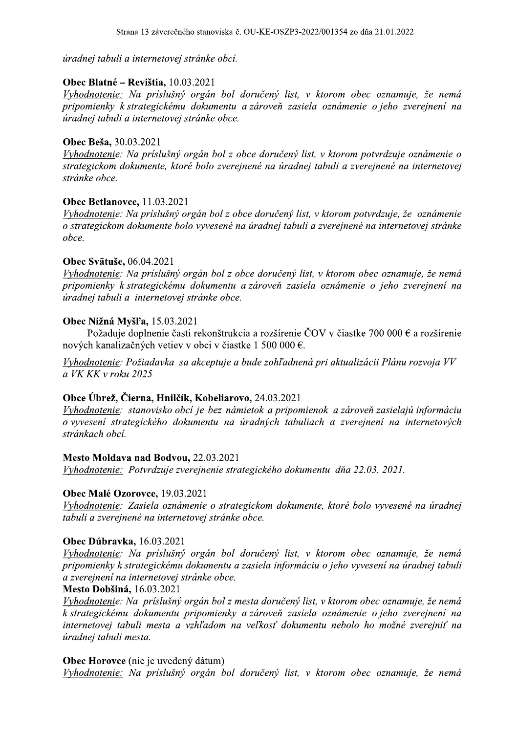*úradnej tabuli a internetovej stránke obcí.*

**Obec Blatné – Revištia,** 10.03.2021

*Vyhodnotenie: Na príslušný orgán bol doručený list, v ktorom obec oznamuje, že nemá pripomienky k strategickému dokumentu a zároveň zasiela oznámenie o jeho zverejnení na úradnej tabuli a internetovej stránke obce.*

**Obec Beša,** 30.03.2021

*Vyhodnotenie: Na príslušný orgán bol z obce doručený list, v ktorom potvrdzuje oznámenie o strategickom dokumente, ktoré bolo zverejnené na úradnej tabuli a zverejnené na internetovej stránke obce.*

**Obec Betlanovce,** 11.03.2021

*Vyhodnotenie: Na príslušný orgán bol z obce doručený list, v ktorom potvrdzuje, že oznámenie o strategickom dokumente bolo vyvesené na úradnej tabuli a zverejnené na internetovej stránke obce.*

**Obec Svätuše,** 06.04.2021

*Vyhodnotenie: Na príslušný orgán bol z obce doručený list, v ktorom obec oznamuje, že nemá pripomienky k strategickému dokumentu a zároveň zasiela oznámenie o jeho zverejnení na úradnej tabuli a internetovej stránke obce.*

**Obec Nižná Myšľa,** 15.03.2021

Požaduje doplnenie časti rekonštrukcia a rozšírenie ČOV v čiastke 700 000 € a rozšírenie nových kanalizačných vetiev v obci v čiastke 1 500 000 €.

*Vyhodnotenie: Požiadavka sa akceptuje a bude zohľadnená pri aktualizácii Plánu rozvoja VV a VK KK v roku 2025*

**Obce Úbrež, Čierna, Hnilčík, Kobeliarovo,** 24.03.2021

*Vyhodnotenie: stanovisko obcí je bez námietok a pripomienok a zároveň zasielajú informáciu o vyvesení strategického dokumentu na úradných tabuliach a zverejnení na internetových stránkach obcí.*

**Mesto Moldava nad Bodvou,** 22.03.2021

*Vyhodnotenie: Potvrdzuje zverejnenie strategického dokumentu dňa 22.03. 2021.*

**Obec Malé Ozorovce,** 19.03.2021

*Vyhodnotenie: Zasiela oznámenie o strategickom dokumente, ktoré bolo vyvesené na úradnej tabuli a zverejnené na internetovej stránke obce.*

**Obec Dúbravka,** 16.03.2021

*Vyhodnotenie: Na príslušný orgán bol doručený list, v ktorom obec oznamuje, že nemá pripomienky k strategickému dokumentu a zasiela informáciu o jeho vyvesení na úradnej tabuli a zverejnení na internetovej stránke obce.*

**Mesto Dobšiná,** 16.03.2021

*Vyhodnotenie: Na príslušný orgán bol z mesta doručený list, v ktorom obec oznamuje, že nemá k strategickému dokumentu pripomienky a zároveň zasiela oznámenie o jeho zverejnení na internetovej tabuli mesta a vzhľadom na veľkosť dokumentu nebolo ho možné zverejniť na úradnej tabuli mesta.*

**Obec Horovce** (nie je uvedený dátum)

*Vyhodnotenie: Na príslušný orgán bol doručený list, v ktorom obec oznamuje, že nemá*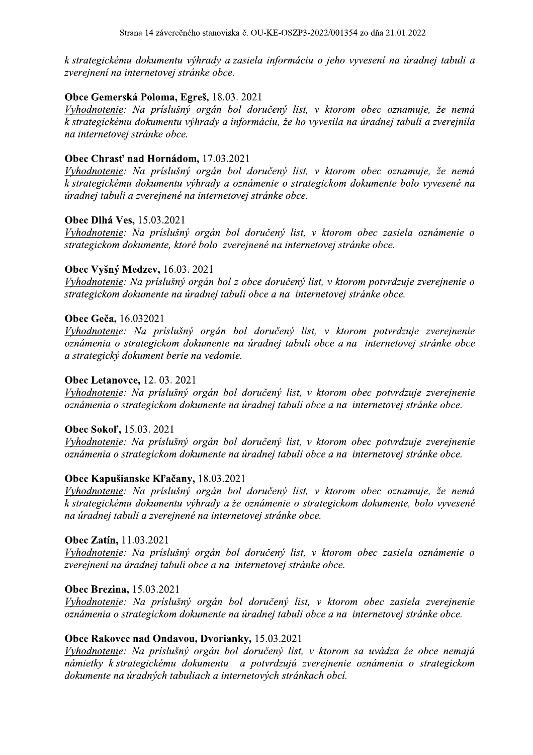*k strategickému dokumentu výhrady a zasiela informáciu o jeho vyvesení na úradnej tabuli a zverejnení na internetovej stránke obce.*

**Obce Gemerská Poloma, Egreš,** 18.03. 2021

*<u>Vyhodnotenie</u>: Na príslušný orgán bol doručený list, v ktorom obec oznamuje, že nemá k strategickému dokumentu výhrady a informáciu, že ho vyvesila na úradnej tabuli a zverejnila na internetovej stránke obce.*

**Obec Chrasť nad Hornádom,** 17.03.2021

*<u>Vyhodnotenie</u>: Na príslušný orgán bol doručený list, v ktorom obec oznamuje, že nemá k strategickému dokumentu výhrady a oznámenie o strategickom dokumente bolo vyvesené na úradnej tabuli a zverejnené na internetovej stránke obce.*

**Obec Dlhá Ves,** 15.03.2021

*<u>Vyhodnotenie</u>: Na príslušný orgán bol doručený list, v ktorom obec zasiela oznámenie o strategickom dokumente, ktoré bolo zverejnené na internetovej stránke obce.*

**Obec Vyšný Medzev,** 16.03. 2021

*<u>Vyhodnotenie</u>: Na príslušný orgán bol z obce doručený list, v ktorom potvrdzuje zverejnenie o strategickom dokumente na úradnej tabuli obce a na internetovej stránke obce.*

**Obec Geča,** 16.032021

*<u>Vyhodnotenie</u>: Na príslušný orgán bol doručený list, v ktorom potvrdzuje zverejnenie oznámenia o strategickom dokumente na úradnej tabuli obce a na internetovej stránke obce a strategický dokument berie na vedomie.*

**Obec Letanovce,** 12. 03. 2021

*<u>Vyhodnotenie</u>: Na príslušný orgán bol doručený list, v ktorom obec potvrdzuje zverejnenie oznámenia o strategickom dokumente na úradnej tabuli obce a na internetovej stránke obce.*

**Obec Sokoľ,** 15.03. 2021

*<u>Vyhodnotenie</u>: Na príslušný orgán bol doručený list, v ktorom obec potvrdzuje zverejnenie oznámenia o strategickom dokumente na úradnej tabuli obce a na internetovej stránke obce.*

**Obec Kapušianske Kľačany,** 18.03.2021

*<u>Vyhodnotenie</u>: Na príslušný orgán bol doručený list, v ktorom obec oznamuje, že nemá k strategickému dokumentu výhrady a že oznámenie o strategickom dokumente, bolo vyvesené na úradnej tabuli a zverejnené na internetovej stránke obce.*

**Obec Zatín,** 11.03.2021

*<u>Vyhodnotenie</u>: Na príslušný orgán bol doručený list, v ktorom obec zasiela oznámenie o zverejnení na úradnej tabuli obce a na internetovej stránke obce.*

**Obec Brezina,** 15.03.2021

*<u>Vyhodnotenie</u>: Na príslušný orgán bol doručený list, v ktorom obec zasiela zverejnenie oznámenia o strategickom dokumente na úradnej tabuli obce a na internetovej stránke obce.*

**Obce Rakovec nad Ondavou, Dvorianky,** 15.03.2021

*<u>Vyhodnotenie</u>: Na príslušný orgán bol doručený list, v ktorom sa uvádza že obce nemajú námietky k strategickému dokumentu a potvrdzujú zverejnenie oznámenia o strategickom dokumente na úradných tabuliach a internetových stránkach obcí.*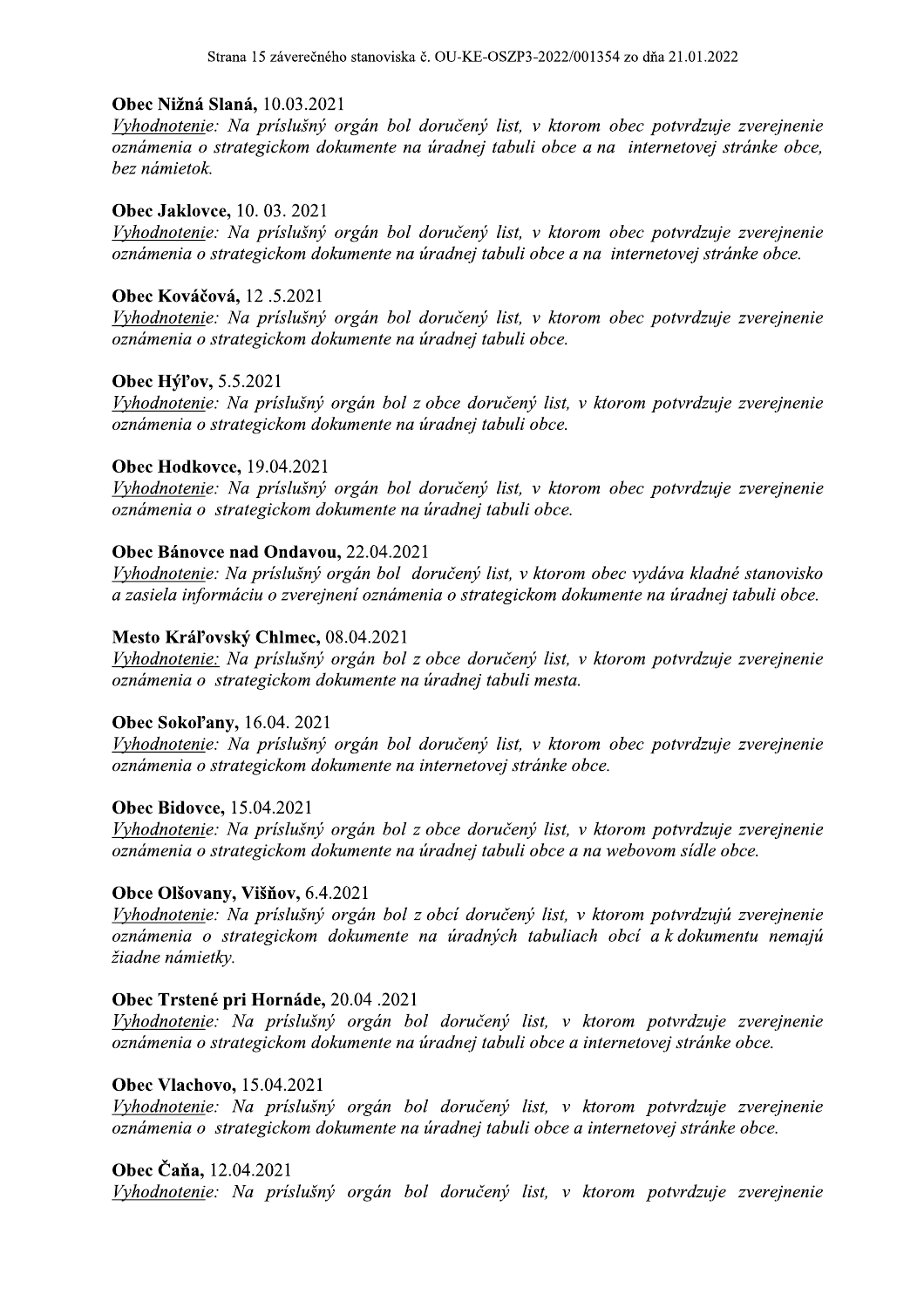**Obec Nižná Slaná,** 10.03.2021
*<u>Vyhodnotenie</u>: Na príslušný orgán bol doručený list, v ktorom obec potvrdzuje zverejnenie oznámenia o strategickom dokumente na úradnej tabuli obce a na internetovej stránke obce, bez námietok.*

**Obec Jaklovce,** 10. 03. 2021
*<u>Vyhodnotenie</u>: Na príslušný orgán bol doručený list, v ktorom obec potvrdzuje zverejnenie oznámenia o strategickom dokumente na úradnej tabuli obce a na internetovej stránke obce.*

**Obec Kováčová,** 12 .5.2021
*<u>Vyhodnotenie</u>: Na príslušný orgán bol doručený list, v ktorom obec potvrdzuje zverejnenie oznámenia o strategickom dokumente na úradnej tabuli obce.*

**Obec Hýľov,** 5.5.2021
*<u>Vyhodnotenie</u>: Na príslušný orgán bol z obce doručený list, v ktorom potvrdzuje zverejnenie oznámenia o strategickom dokumente na úradnej tabuli obce.*

**Obec Hodkovce,** 19.04.2021
*<u>Vyhodnotenie</u>: Na príslušný orgán bol doručený list, v ktorom obec potvrdzuje zverejnenie oznámenia o strategickom dokumente na úradnej tabuli obce.*

**Obec Bánovce nad Ondavou,** 22.04.2021
*<u>Vyhodnotenie</u>: Na príslušný orgán bol doručený list, v ktorom obec vydáva kladné stanovisko a zasiela informáciu o zverejnení oznámenia o strategickom dokumente na úradnej tabuli obce.*

**Mesto Kráľovský Chlmec,** 08.04.2021
*<u>Vyhodnotenie:</u> Na príslušný orgán bol z obce doručený list, v ktorom potvrdzuje zverejnenie oznámenia o strategickom dokumente na úradnej tabuli mesta.*

**Obec Sokoľany,** 16.04. 2021
*<u>Vyhodnotenie</u>: Na príslušný orgán bol doručený list, v ktorom obec potvrdzuje zverejnenie oznámenia o strategickom dokumente na internetovej stránke obce.*

**Obec Bidovce,** 15.04.2021
*<u>Vyhodnotenie</u>: Na príslušný orgán bol z obce doručený list, v ktorom potvrdzuje zverejnenie oznámenia o strategickom dokumente na úradnej tabuli obce a na webovom sídle obce.*

**Obce Olšovany, Višňov,** 6.4.2021
*<u>Vyhodnotenie</u>: Na príslušný orgán bol z obcí doručený list, v ktorom potvrdzujú zverejnenie oznámenia o strategickom dokumente na úradných tabuliach obcí a k dokumentu nemajú žiadne námietky.*

**Obec Trstené pri Hornáde,** 20.04 .2021
*<u>Vyhodnotenie</u>: Na príslušný orgán bol doručený list, v ktorom potvrdzuje zverejnenie oznámenia o strategickom dokumente na úradnej tabuli obce a internetovej stránke obce.*

**Obec Vlachovo,** 15.04.2021
*<u>Vyhodnotenie</u>: Na príslušný orgán bol doručený list, v ktorom potvrdzuje zverejnenie oznámenia o strategickom dokumente na úradnej tabuli obce a internetovej stránke obce.*

**Obec Čaňa,** 12.04.2021
*<u>Vyhodnotenie</u>: Na príslušný orgán bol doručený list, v ktorom potvrdzuje zverejnenie*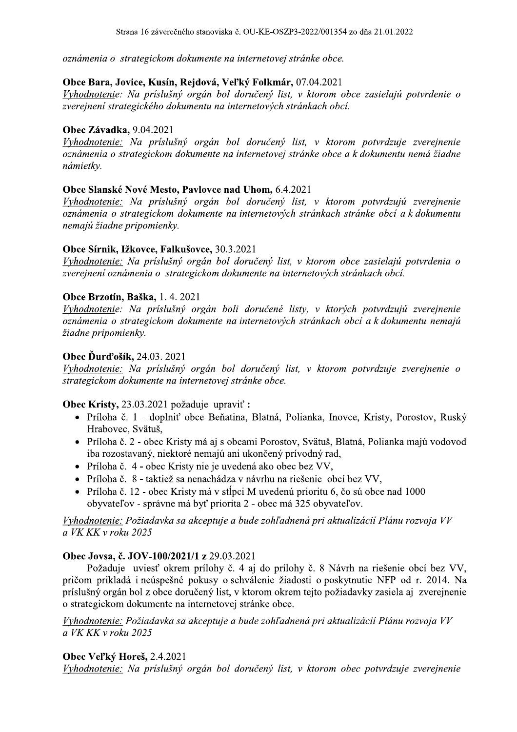*oznámenia o strategickom dokumente na internetovej stránke obce.*

**Obce Bara, Jovice, Kusín, Rejdová, Veľký Folkmár,** 07.04.2021

*Vyhodnotenie: Na príslušný orgán bol doručený list, v ktorom obce zasielajú potvrdenie o zverejnení strategického dokumentu na internetových stránkach obcí.*

**Obec Závadka,** 9.04.2021

*Vyhodnotenie: Na príslušný orgán bol doručený list, v ktorom potvrdzuje zverejnenie oznámenia o strategickom dokumente na internetovej stránke obce a k dokumentu nemá žiadne námietky.*

**Obce Slanské Nové Mesto, Pavlovce nad Uhom,** 6.4.2021

*Vyhodnotenie: Na príslušný orgán bol doručený list, v ktorom potvrdzujú zverejnenie oznámenia o strategickom dokumente na internetových stránkach stránke obcí a k dokumentu nemajú žiadne pripomienky.*

**Obce Sírnik, Ižkovce, Falkušovce,** 30.3.2021

*Vyhodnotenie: Na príslušný orgán bol doručený list, v ktorom obce zasielajú potvrdenia o zverejnení oznámenia o strategickom dokumente na internetových stránkach obcí.*

**Obce Brzotín, Baška,** 1. 4. 2021

*Vyhodnotenie: Na príslušný orgán boli doručené listy, v ktorých potvrdzujú zverejnenie oznámenia o strategickom dokumente na internetových stránkach obcí a k dokumentu nemajú žiadne pripomienky.*

**Obec Ďurďošík,** 24.03. 2021

*Vyhodnotenie: Na príslušný orgán bol doručený list, v ktorom potvrdzuje zverejnenie o strategickom dokumente na internetovej stránke obce.*

**Obec Kristy,** 23.03.2021 požaduje upraviť **:**

- Príloha č. 1 - doplniť obce Beňatina, Blatná, Polianka, Inovce, Kristy, Porostov, Ruský Hrabovec, Svätuš,
- Príloha č. 2 - obec Kristy má aj s obcami Porostov, Svätuš, Blatná, Polianka majú vodovod iba rozostavaný, niektoré nemajú ani ukončený prívodný rad,
- Príloha č. 4 - obec Kristy nie je uvedená ako obec bez VV,
- Príloha č. 8 - taktiež sa nenachádza v návrhu na riešenie obcí bez VV,
- Príloha č. 12 - obec Kristy má v stĺpci M uvedenú prioritu 6, čo sú obce nad 1000 obyvateľov - správne má byť priorita 2 - obec má 325 obyvateľov.

*Vyhodnotenie: Požiadavka sa akceptuje a bude zohľadnená pri aktualizácií Plánu rozvoja VV a VK KK v roku 2025*

**Obec Jovsa, č. JOV-100/2021/1 z** 29.03.2021

Požaduje uviesť okrem prílohy č. 4 aj do prílohy č. 8 Návrh na riešenie obcí bez VV, pričom prikladá i neúspešné pokusy o schválenie žiadosti o poskytnutie NFP od r. 2014. Na príslušný orgán bol z obce doručený list, v ktorom okrem tejto požiadavky zasiela aj zverejnenie o strategickom dokumente na internetovej stránke obce.

*Vyhodnotenie: Požiadavka sa akceptuje a bude zohľadnená pri aktualizácií Plánu rozvoja VV a VK KK v roku 2025*

**Obec Veľký Horeš,** 2.4.2021

*Vyhodnotenie: Na príslušný orgán bol doručený list, v ktorom obec potvrdzuje zverejnenie*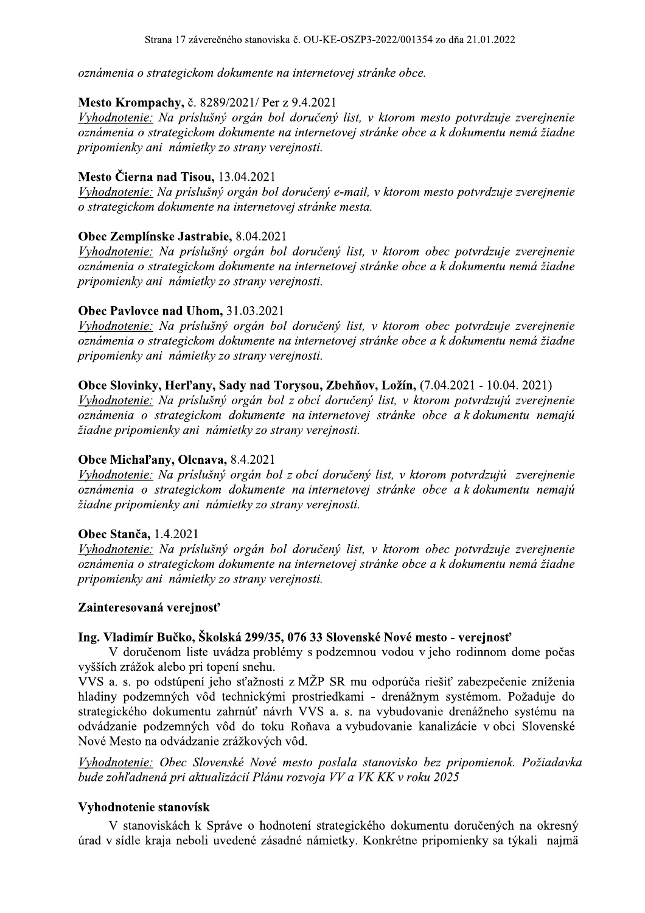*oznámenia o strategickom dokumente na internetovej stránke obce.*

**Mesto Krompachy,** č. 8289/2021/ Per z 9.4.2021
*Vyhodnotenie: Na príslušný orgán bol doručený list, v ktorom mesto potvrdzuje zverejnenie oznámenia o strategickom dokumente na internetovej stránke obce a k dokumentu nemá žiadne pripomienky ani námietky zo strany verejnosti.*

**Mesto Čierna nad Tisou,** 13.04.2021
*Vyhodnotenie: Na príslušný orgán bol doručený e-mail, v ktorom mesto potvrdzuje zverejnenie o strategickom dokumente na internetovej stránke mesta.*

**Obec Zemplínske Jastrabie,** 8.04.2021
*Vyhodnotenie: Na príslušný orgán bol doručený list, v ktorom obec potvrdzuje zverejnenie oznámenia o strategickom dokumente na internetovej stránke obce a k dokumentu nemá žiadne pripomienky ani námietky zo strany verejnosti.*

**Obec Pavlovce nad Uhom,** 31.03.2021
*Vyhodnotenie: Na príslušný orgán bol doručený list, v ktorom obec potvrdzuje zverejnenie oznámenia o strategickom dokumente na internetovej stránke obce a k dokumentu nemá žiadne pripomienky ani námietky zo strany verejnosti.*

**Obce Slovinky, Herľany, Sady nad Torysou, Zbehňov, Ložín,** (7.04.2021 - 10.04. 2021)
*Vyhodnotenie: Na príslušný orgán bol z obcí doručený list, v ktorom potvrdzujú zverejnenie oznámenia o strategickom dokumente na internetovej stránke obce a k dokumentu nemajú žiadne pripomienky ani námietky zo strany verejnosti.*

**Obce Michaľany, Olcnava,** 8.4.2021
*Vyhodnotenie: Na príslušný orgán bol z obcí doručený list, v ktorom potvrdzujú zverejnenie oznámenia o strategickom dokumente na internetovej stránke obce a k dokumentu nemajú žiadne pripomienky ani námietky zo strany verejnosti.*

**Obec Stanča,** 1.4.2021
*Vyhodnotenie: Na príslušný orgán bol doručený list, v ktorom obec potvrdzuje zverejnenie oznámenia o strategickom dokumente na internetovej stránke obce a k dokumentu nemá žiadne pripomienky ani námietky zo strany verejnosti.*

**Zainteresovaná verejnosť**

**Ing. Vladimír Bučko, Školská 299/35, 076 33 Slovenské Nové mesto - verejnosť**

V doručenom liste uvádza problémy s podzemnou vodou v jeho rodinnom dome počas vyšších zrážok alebo pri topení snehu.
VVS a. s. po odstúpení jeho sťažnosti z MŽP SR mu odporúča riešiť zabezpečenie zníženia hladiny podzemných vôd technickými prostriedkami - drenážnym systémom. Požaduje do strategického dokumentu zahrnúť návrh VVS a. s. na vybudovanie drenážneho systému na odvádzanie podzemných vôd do toku Roňava a vybudovanie kanalizácie v obci Slovenské Nové Mesto na odvádzanie zrážkových vôd.

*Vyhodnotenie: Obec Slovenské Nové mesto poslala stanovisko bez pripomienok. Požiadavka bude zohľadnená pri aktualizácií Plánu rozvoja VV a VK KK v roku 2025*

**Vyhodnotenie stanovísk**

V stanoviskách k Správe o hodnotení strategického dokumentu doručených na okresný úrad v sídle kraja neboli uvedené zásadné námietky. Konkrétne pripomienky sa týkali najmä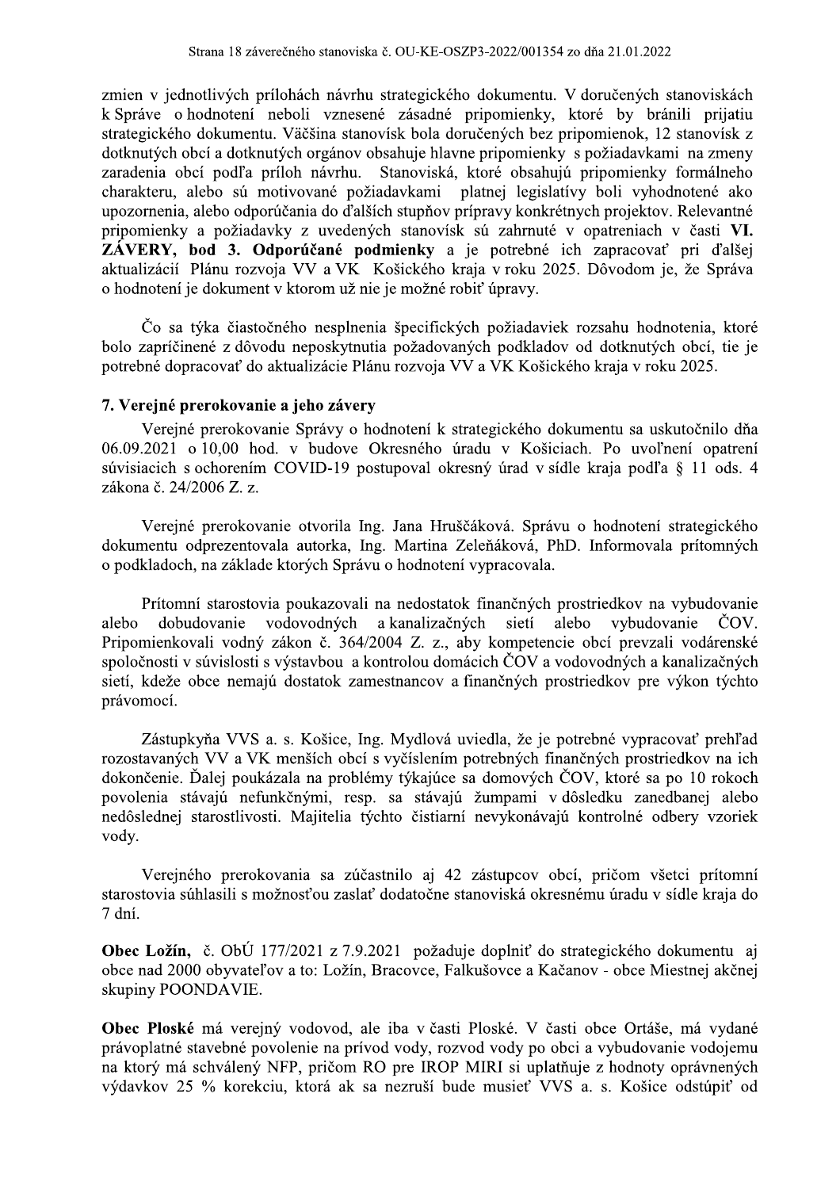zmien v jednotlivých prílohách návrhu strategického dokumentu. V doručených stanoviskách k Správe o hodnotení neboli vznesené zásadné pripomienky, ktoré by bránili prijatiu strategického dokumentu. Väčšina stanovísk bola doručených bez pripomienok, 12 stanovísk z dotknutých obcí a dotknutých orgánov obsahuje hlavne pripomienky s požiadavkami na zmeny zaradenia obcí podľa príloh návrhu. Stanoviská, ktoré obsahujú pripomienky formálneho charakteru, alebo sú motivované požiadavkami platnej legislatívy boli vyhodnotené ako upozornenia, alebo odporúčania do ďalších stupňov prípravy konkrétnych projektov. Relevantné pripomienky a požiadavky z uvedených stanovísk sú zahrnuté v opatreniach v časti **VI. ZÁVERY, bod 3. Odporúčané podmienky** a je potrebné ich zapracovať pri ďalšej aktualizácií Plánu rozvoja VV a VK Košického kraja v roku 2025. Dôvodom je, že Správa o hodnotení je dokument v ktorom už nie je možné robiť úpravy.

Čo sa týka čiastočného nesplnenia špecifických požiadaviek rozsahu hodnotenia, ktoré bolo zapríčinené z dôvodu neposkytnutia požadovaných podkladov od dotknutých obcí, tie je potrebné dopracovať do aktualizácie Plánu rozvoja VV a VK Košického kraja v roku 2025.

**7. Verejné prerokovanie a jeho závery**

Verejné prerokovanie Správy o hodnotení k strategického dokumentu sa uskutočnilo dňa 06.09.2021 o 10,00 hod. v budove Okresného úradu v Košiciach. Po uvoľnení opatrení súvisiacich s ochorením COVID-19 postupoval okresný úrad v sídle kraja podľa § 11 ods. 4 zákona č. 24/2006 Z. z.

Verejné prerokovanie otvorila Ing. Jana Hruščáková. Správu o hodnotení strategického dokumentu odprezentovala autorka, Ing. Martina Zeleňáková, PhD. Informovala prítomných o podkladoch, na základe ktorých Správu o hodnotení vypracovala.

Prítomní starostovia poukazovali na nedostatok finančných prostriedkov na vybudovanie alebo dobudovanie vodovodných a kanalizačných sietí alebo vybudovanie ČOV. Pripomienkovali vodný zákon č. 364/2004 Z. z., aby kompetencie obcí prevzali vodárenské spoločnosti v súvislosti s výstavbou a kontrolou domácich ČOV a vodovodných a kanalizačných sietí, kdeže obce nemajú dostatok zamestnancov a finančných prostriedkov pre výkon týchto právomocí.

Zástupkyňa VVS a. s. Košice, Ing. Mydlová uviedla, že je potrebné vypracovať prehľad rozostavaných VV a VK menších obcí s vyčíslením potrebných finančných prostriedkov na ich dokončenie. Ďalej poukázala na problémy týkajúce sa domových ČOV, ktoré sa po 10 rokoch povolenia stávajú nefunkčnými, resp. sa stávajú žumpami v dôsledku zanedbanej alebo nedôslednej starostlivosti. Majitelia týchto čistiarní nevykonávajú kontrolné odbery vzoriek vody.

Verejného prerokovania sa zúčastnilo aj 42 zástupcov obcí, pričom všetci prítomní starostovia súhlasili s možnosťou zaslať dodatočne stanoviská okresnému úradu v sídle kraja do 7 dní.

**Obec Ložín,** č. ObÚ 177/2021 z 7.9.2021 požaduje doplniť do strategického dokumentu aj obce nad 2000 obyvateľov a to: Ložín, Bracovce, Falkušovce a Kačanov - obce Miestnej akčnej skupiny POONDAVIE.

**Obec Ploské** má verejný vodovod, ale iba v časti Ploské. V časti obce Ortáše, má vydané právoplatné stavebné povolenie na prívod vody, rozvod vody po obci a vybudovanie vodojemu na ktorý má schválený NFP, pričom RO pre IROP MIRI si uplatňuje z hodnoty oprávnených výdavkov 25 % korekciu, ktorá ak sa nezruší bude musieť VVS a. s. Košice odstúpiť od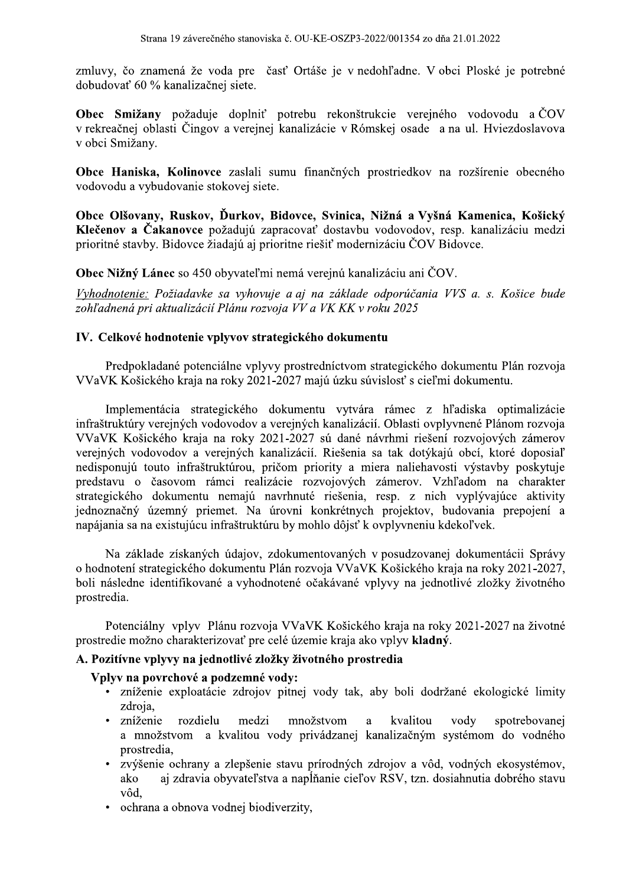zmluvy, čo znamená že voda pre časť Ortáše je v nedohľadne. V obci Ploské je potrebné dobudovať 60 % kanalizačnej siete.

**Obec Smižany** požaduje doplniť potrebu rekonštrukcie verejného vodovodu a ČOV v rekreačnej oblasti Čingov a verejnej kanalizácie v Rómskej osade a na ul. Hviezdoslavova v obci Smižany.

**Obce Haniska, Kolinovce** zaslali sumu finančných prostriedkov na rozšírenie obecného vodovodu a vybudovanie stokovej siete.

**Obce Olšovany, Ruskov, Ďurkov, Bidovce, Svinica, Nižná a Vyšná Kamenica, Košický Klečenov a Čakanovce** požadujú zapracovať dostavbu vodovodov, resp. kanalizáciu medzi prioritné stavby. Bidovce žiadajú aj prioritne riešiť modernizáciu ČOV Bidovce.

**Obec Nižný Lánec** so 450 obyvateľmi nemá verejnú kanalizáciu ani ČOV.

*Vyhodnotenie: Požiadavke sa vyhovuje a aj na základe odporúčania VVS a. s. Košice bude zohľadnená pri aktualizácií Plánu rozvoja VV a VK KK v roku 2025*

## IV. Celkové hodnotenie vplyvov strategického dokumentu

Predpokladané potenciálne vplyvy prostredníctvom strategického dokumentu Plán rozvoja VVaVK Košického kraja na roky 2021-2027 majú úzku súvislosť s cieľmi dokumentu.

Implementácia strategického dokumentu vytvára rámec z hľadiska optimalizácie infraštruktúry verejných vodovodov a verejných kanalizácií. Oblasti ovplyvnené Plánom rozvoja VVaVK Košického kraja na roky 2021-2027 sú dané návrhmi riešení rozvojových zámerov verejných vodovodov a verejných kanalizácií. Riešenia sa tak dotýkajú obcí, ktoré doposiaľ nedisponujú touto infraštruktúrou, pričom priority a miera naliehavosti výstavby poskytuje predstavu o časovom rámci realizácie rozvojových zámerov. Vzhľadom na charakter strategického dokumentu nemajú navrhnuté riešenia, resp. z nich vyplývajúce aktivity jednoznačný územný priemet. Na úrovni konkrétnych projektov, budovania prepojení a napájania sa na existujúcu infraštruktúru by mohlo dôjsť k ovplyvneniu kdekoľvek.

Na základe získaných údajov, zdokumentovaných v posudzovanej dokumentácii Správy o hodnotení strategického dokumentu Plán rozvoja VVaVK Košického kraja na roky 2021-2027, boli následne identifikované a vyhodnotené očakávané vplyvy na jednotlivé zložky životného prostredia.

Potenciálny vplyv Plánu rozvoja VVaVK Košického kraja na roky 2021-2027 na životné prostredie možno charakterizovať pre celé územie kraja ako vplyv **kladný**.

### A. Pozitívne vplyvy na jednotlivé zložky životného prostredia

**Vplyv na povrchové a podzemné vody:**

- zníženie exploatácie zdrojov pitnej vody tak, aby boli dodržané ekologické limity zdroja,
- zníženie rozdielu medzi množstvom a kvalitou vody spotrebovanej a množstvom a kvalitou vody privádzanej kanalizačným systémom do vodného prostredia,
- zvýšenie ochrany a zlepšenie stavu prírodných zdrojov a vôd, vodných ekosystémov, ako aj zdravia obyvateľstva a napĺňanie cieľov RSV, tzn. dosiahnutia dobrého stavu vôd,
- ochrana a obnova vodnej biodiverzity,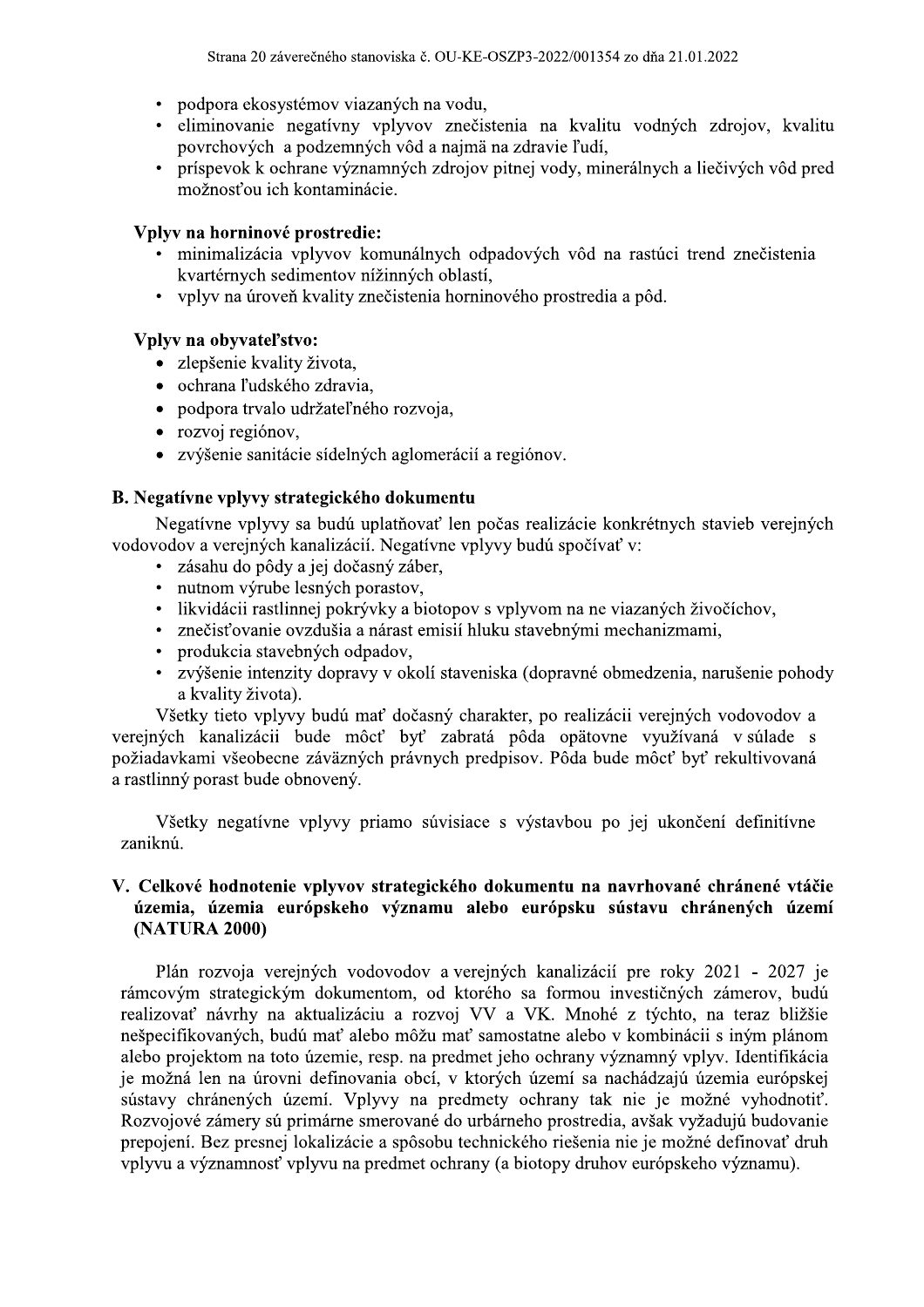- podpora ekosystémov viazaných na vodu,
- eliminovanie negatívny vplyvov znečistenia na kvalitu vodných zdrojov, kvalitu povrchových a podzemných vôd a najmä na zdravie ľudí,
- príspevok k ochrane významných zdrojov pitnej vody, minerálnych a liečivých vôd pred možnosťou ich kontaminácie.

**Vplyv na horninové prostredie:**

- minimalizácia vplyvov komunálnych odpadových vôd na rastúci trend znečistenia kvartérnych sedimentov nížinných oblastí,
- vplyv na úroveň kvality znečistenia horninového prostredia a pôd.

**Vplyv na obyvateľstvo:**

- zlepšenie kvality života,
- ochrana ľudského zdravia,
- podpora trvalo udržateľného rozvoja,
- rozvoj regiónov,
- zvýšenie sanitácie sídelných aglomerácií a regiónov.

### B. Negatívne vplyvy strategického dokumentu

Negatívne vplyvy sa budú uplatňovať len počas realizácie konkrétnych stavieb verejných vodovodov a verejných kanalizácií. Negatívne vplyvy budú spočívať v:

- zásahu do pôdy a jej dočasný záber,
- nutnom výrube lesných porastov,
- likvidácii rastlinnej pokrývky a biotopov s vplyvom na ne viazaných živočíchov,
- znečisťovanie ovzdušia a nárast emisií hluku stavebnými mechanizmami,
- produkcia stavebných odpadov,
- zvýšenie intenzity dopravy v okolí staveniska (dopravné obmedzenia, narušenie pohody a kvality života).

Všetky tieto vplyvy budú mať dočasný charakter, po realizácii verejných vodovodov a verejných kanalizácii bude môcť byť zabratá pôda opätovne využívaná v súlade s požiadavkami všeobecne záväzných právnych predpisov. Pôda bude môcť byť rekultivovaná a rastlinný porast bude obnovený.

Všetky negatívne vplyvy priamo súvisiace s výstavbou po jej ukončení definitívne zaniknú.

## V. Celkové hodnotenie vplyvov strategického dokumentu na navrhované chránené vtáčie územia, územia európskeho významu alebo európsku sústavu chránených území (NATURA 2000)

Plán rozvoja verejných vodovodov a verejných kanalizácií pre roky 2021 - 2027 je rámcovým strategickým dokumentom, od ktorého sa formou investičných zámerov, budú realizovať návrhy na aktualizáciu a rozvoj VV a VK. Mnohé z týchto, na teraz bližšie nešpecifikovaných, budú mať alebo môžu mať samostatne alebo v kombinácii s iným plánom alebo projektom na toto územie, resp. na predmet jeho ochrany významný vplyv. Identifikácia je možná len na úrovni definovania obcí, v ktorých území sa nachádzajú územia európskej sústavy chránených území. Vplyvy na predmety ochrany tak nie je možné vyhodnotiť. Rozvojové zámery sú primárne smerované do urbárneho prostredia, avšak vyžadujú budovanie prepojení. Bez presnej lokalizácie a spôsobu technického riešenia nie je možné definovať druh vplyvu a významnosť vplyvu na predmet ochrany (a biotopy druhov európskeho významu).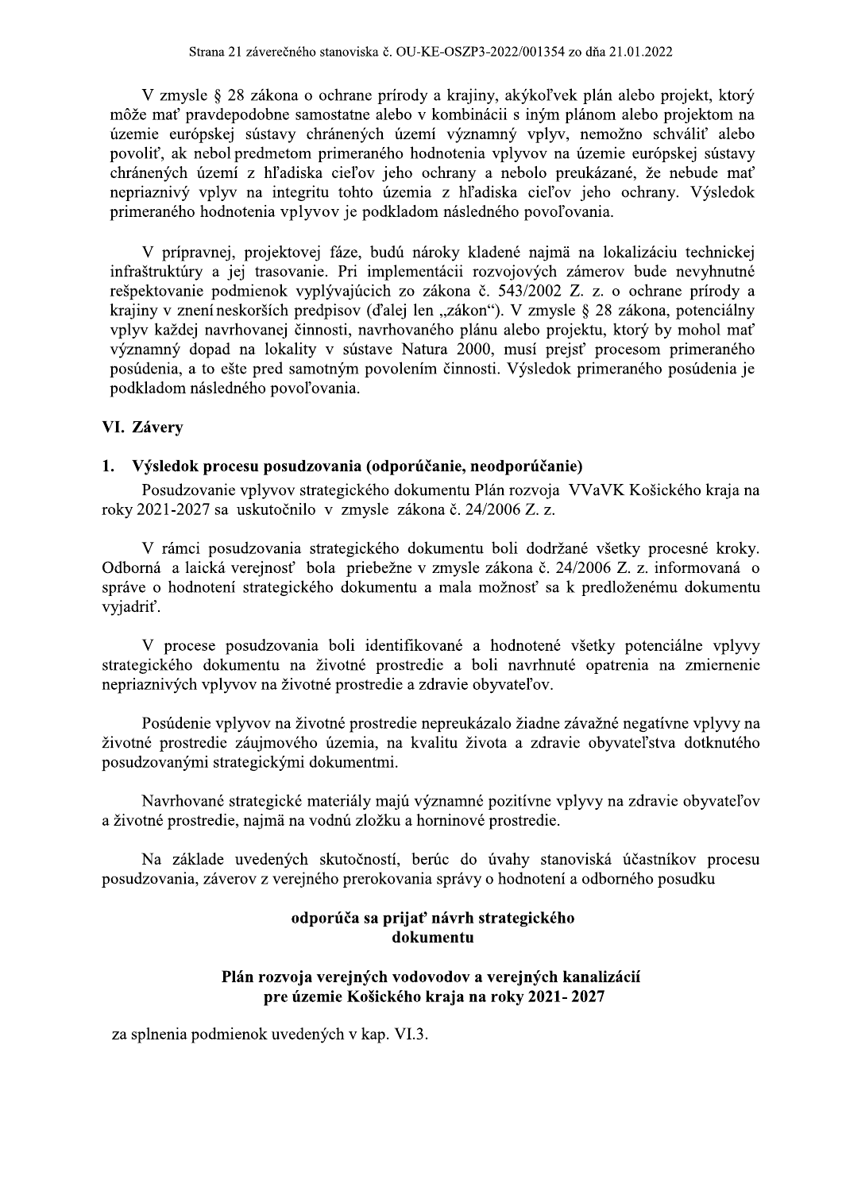V zmysle § 28 zákona o ochrane prírody a krajiny, akýkoľvek plán alebo projekt, ktorý môže mať pravdepodobne samostatne alebo v kombinácii s iným plánom alebo projektom na územie európskej sústavy chránených území významný vplyv, nemožno schváliť alebo povoliť, ak nebol predmetom primeraného hodnotenia vplyvov na územie európskej sústavy chránených území z hľadiska cieľov jeho ochrany a nebolo preukázané, že nebude mať nepriaznivý vplyv na integritu tohto územia z hľadiska cieľov jeho ochrany. Výsledok primeraného hodnotenia vplyvov je podkladom následného povoľovania.

V prípravnej, projektovej fáze, budú nároky kladené najmä na lokalizáciu technickej infraštruktúry a jej trasovanie. Pri implementácii rozvojových zámerov bude nevyhnutné rešpektovanie podmienok vyplývajúcich zo zákona č. 543/2002 Z. z. o ochrane prírody a krajiny v znení neskorších predpisov (ďalej len „zákon"). V zmysle § 28 zákona, potenciálny vplyv každej navrhovanej činnosti, navrhovaného plánu alebo projektu, ktorý by mohol mať významný dopad na lokality v sústave Natura 2000, musí prejsť procesom primeraného posúdenia, a to ešte pred samotným povolením činnosti. Výsledok primeraného posúdenia je podkladom následného povoľovania.

## VI. Závery

### 1. Výsledok procesu posudzovania (odporúčanie, neodporúčanie)

Posudzovanie vplyvov strategického dokumentu Plán rozvoja VVaVK Košického kraja na roky 2021-2027 sa uskutočnilo v zmysle zákona č. 24/2006 Z. z.

V rámci posudzovania strategického dokumentu boli dodržané všetky procesné kroky. Odborná a laická verejnosť bola priebežne v zmysle zákona č. 24/2006 Z. z. informovaná o správe o hodnotení strategického dokumentu a mala možnosť sa k predloženému dokumentu vyjadriť.

V procese posudzovania boli identifikované a hodnotené všetky potenciálne vplyvy strategického dokumentu na životné prostredie a boli navrhnuté opatrenia na zmiernenie nepriaznivých vplyvov na životné prostredie a zdravie obyvateľov.

Posúdenie vplyvov na životné prostredie nepreukázalo žiadne závažné negatívne vplyvy na životné prostredie záujmového územia, na kvalitu života a zdravie obyvateľstva dotknutého posudzovanými strategickými dokumentmi.

Navrhované strategické materiály majú významné pozitívne vplyvy na zdravie obyvateľov a životné prostredie, najmä na vodnú zložku a horninové prostredie.

Na základe uvedených skutočností, berúc do úvahy stanoviská účastníkov procesu posudzovania, záverov z verejného prerokovania správy o hodnotení a odborného posudku

**odporúča sa prijať návrh strategického dokumentu**

**Plán rozvoja verejných vodovodov a verejných kanalizácií pre územie Košického kraja na roky 2021- 2027**

za splnenia podmienok uvedených v kap. VI.3.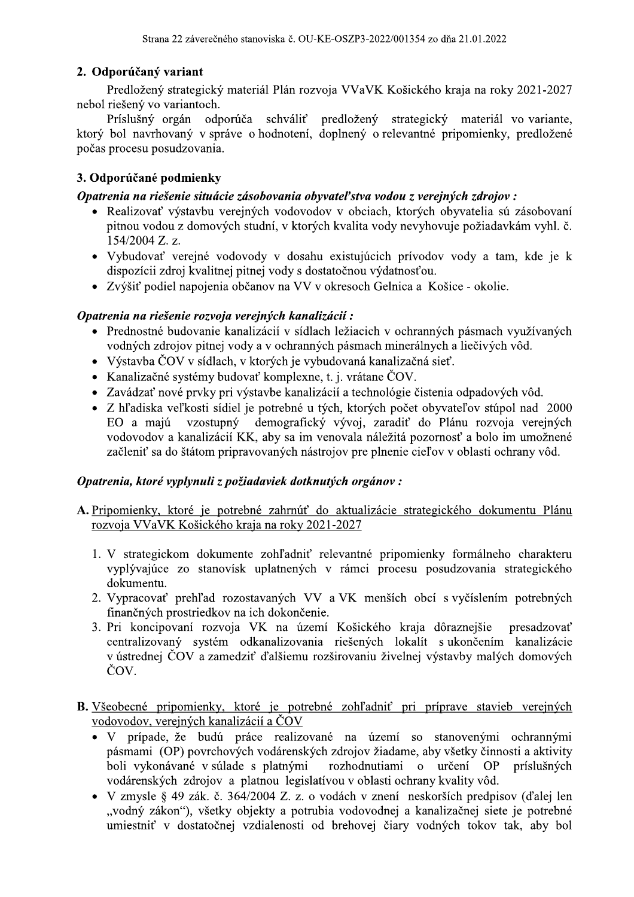## 2. Odporúčaný variant

Predložený strategický materiál Plán rozvoja VVaVK Košického kraja na roky 2021-2027 nebol riešený vo variantoch.

Príslušný orgán odporúča schváliť predložený strategický materiál vo variante, ktorý bol navrhovaný v správe o hodnotení, doplnený o relevantné pripomienky, predložené počas procesu posudzovania.

## 3. Odporúčané podmienky

***Opatrenia na riešenie situácie zásobovania obyvateľstva vodou z verejných zdrojov :***

- Realizovať výstavbu verejných vodovodov v obciach, ktorých obyvatelia sú zásobovaní pitnou vodou z domových studní, v ktorých kvalita vody nevyhovuje požiadavkám vyhl. č. 154/2004 Z. z.
- Vybudovať verejné vodovody v dosahu existujúcich prívodov vody a tam, kde je k dispozícii zdroj kvalitnej pitnej vody s dostatočnou výdatnosťou.
- Zvýšiť podiel napojenia občanov na VV v okresoch Gelnica a Košice - okolie.

***Opatrenia na riešenie rozvoja verejných kanalizácií :***

- Prednostné budovanie kanalizácií v sídlach ležiacich v ochranných pásmach využívaných vodných zdrojov pitnej vody a v ochranných pásmach minerálnych a liečivých vôd.
- Výstavba ČOV v sídlach, v ktorých je vybudovaná kanalizačná sieť.
- Kanalizačné systémy budovať komplexne, t. j. vrátane ČOV.
- Zavádzať nové prvky pri výstavbe kanalizácií a technológie čistenia odpadových vôd.
- Z hľadiska veľkosti sídiel je potrebné u tých, ktorých počet obyvateľov stúpol nad 2000 EO a majú vzostupný demografický vývoj, zaradiť do Plánu rozvoja verejných vodovodov a kanalizácií KK, aby sa im venovala náležitá pozornosť a bolo im umožnené začleniť sa do štátom pripravovaných nástrojov pre plnenie cieľov v oblasti ochrany vôd.

***Opatrenia, ktoré vyplynuli z požiadaviek dotknutých orgánov :***

**A.** <u>Pripomienky, ktoré je potrebné zahrnúť do aktualizácie strategického dokumentu Plánu rozvoja VVaVK Košického kraja na roky 2021-2027</u>

1. V strategickom dokumente zohľadniť relevantné pripomienky formálneho charakteru vyplývajúce zo stanovísk uplatnených v rámci procesu posudzovania strategického dokumentu.
2. Vypracovať prehľad rozostavaných VV a VK menších obcí s vyčíslením potrebných finančných prostriedkov na ich dokončenie.
3. Pri koncipovaní rozvoja VK na území Košického kraja dôraznejšie presadzovať centralizovaný systém odkanalizovania riešených lokalít s ukončením kanalizácie v ústrednej ČOV a zamedziť ďalšiemu rozširovaniu živelnej výstavby malých domových ČOV.

**B.** <u>Všeobecné pripomienky, ktoré je potrebné zohľadniť pri príprave stavieb verejných vodovodov, verejných kanalizácií a ČOV</u>

- V prípade, že budú práce realizované na území so stanovenými ochrannými pásmami (OP) povrchových vodárenských zdrojov žiadame, aby všetky činnosti a aktivity boli vykonávané v súlade s platnými rozhodnutiami o určení OP príslušných vodárenských zdrojov a platnou legislatívou v oblasti ochrany kvality vôd.
- V zmysle § 49 zák. č. 364/2004 Z. z. o vodách v znení neskorších predpisov (ďalej len „vodný zákon"), všetky objekty a potrubia vodovodnej a kanalizačnej siete je potrebné umiestniť v dostatočnej vzdialenosti od brehovej čiary vodných tokov tak, aby bol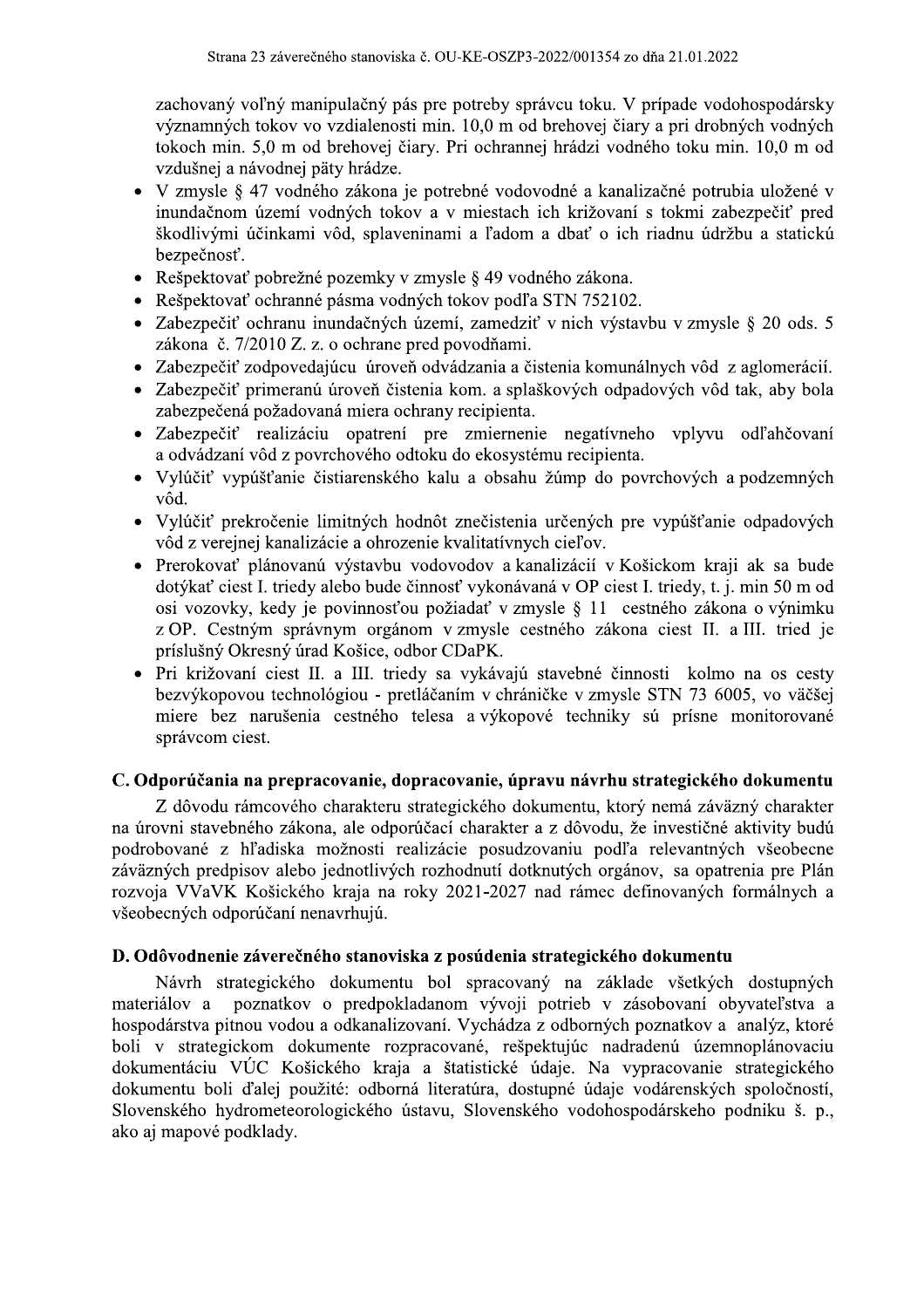zachovaný voľný manipulačný pás pre potreby správcu toku. V prípade vodohospodársky významných tokov vo vzdialenosti min. 10,0 m od brehovej čiary a pri drobných vodných tokoch min. 5,0 m od brehovej čiary. Pri ochrannej hrádzi vodného toku min. 10,0 m od vzdušnej a návodnej päty hrádze.

- V zmysle § 47 vodného zákona je potrebné vodovodné a kanalizačné potrubia uložené v inundačnom území vodných tokov a v miestach ich križovaní s tokmi zabezpečiť pred škodlivými účinkami vôd, splaveninami a ľadom a dbať o ich riadnu údržbu a statickú bezpečnosť.
- Rešpektovať pobrežné pozemky v zmysle § 49 vodného zákona.
- Rešpektovať ochranné pásma vodných tokov podľa STN 752102.
- Zabezpečiť ochranu inundačných území, zamedziť v nich výstavbu v zmysle § 20 ods. 5 zákona č. 7/2010 Z. z. o ochrane pred povodňami.
- Zabezpečiť zodpovedajúcu úroveň odvádzania a čistenia komunálnych vôd z aglomerácií.
- Zabezpečiť primeranú úroveň čistenia kom. a splaškových odpadových vôd tak, aby bola zabezpečená požadovaná miera ochrany recipienta.
- Zabezpečiť realizáciu opatrení pre zmiernenie negatívneho vplyvu odľahčovaní a odvádzaní vôd z povrchového odtoku do ekosystému recipienta.
- Vylúčiť vypúšťanie čistiarenského kalu a obsahu žúmp do povrchových a podzemných vôd.
- Vylúčiť prekročenie limitných hodnôt znečistenia určených pre vypúšťanie odpadových vôd z verejnej kanalizácie a ohrozenie kvalitatívnych cieľov.
- Prerokovať plánovanú výstavbu vodovodov a kanalizácií v Košickom kraji ak sa bude dotýkať ciest I. triedy alebo bude činnosť vykonávaná v OP ciest I. triedy, t. j. min 50 m od osi vozovky, kedy je povinnosťou požiadať v zmysle § 11 cestného zákona o výnimku z OP. Cestným správnym orgánom v zmysle cestného zákona ciest II. a III. tried je príslušný Okresný úrad Košice, odbor CDaPK.
- Pri križovaní ciest II. a III. triedy sa vykávajú stavebné činnosti kolmo na os cesty bezvýkopovou technológiou - pretláčaním v chráničke v zmysle STN 73 6005, vo väčšej miere bez narušenia cestného telesa a výkopové techniky sú prísne monitorované správcom ciest.

## C. Odporúčania na prepracovanie, dopracovanie, úpravu návrhu strategického dokumentu

Z dôvodu rámcového charakteru strategického dokumentu, ktorý nemá záväzný charakter na úrovni stavebného zákona, ale odporúčací charakter a z dôvodu, že investičné aktivity budú podrobované z hľadiska možnosti realizácie posudzovaniu podľa relevantných všeobecne záväzných predpisov alebo jednotlivých rozhodnutí dotknutých orgánov, sa opatrenia pre Plán rozvoja VVaVK Košického kraja na roky 2021-2027 nad rámec definovaných formálnych a všeobecných odporúčaní nenavrhujú.

## D. Odôvodnenie záverečného stanoviska z posúdenia strategického dokumentu

Návrh strategického dokumentu bol spracovaný na základe všetkých dostupných materiálov a poznatkov o predpokladanom vývoji potrieb v zásobovaní obyvateľstva a hospodárstva pitnou vodou a odkanalizovaní. Vychádza z odborných poznatkov a analýz, ktoré boli v strategickom dokumente rozpracované, rešpektujúc nadradenú územnoplánovaciu dokumentáciu VÚC Košického kraja a štatistické údaje. Na vypracovanie strategického dokumentu boli ďalej použité: odborná literatúra, dostupné údaje vodárenských spoločností, Slovenského hydrometeorologického ústavu, Slovenského vodohospodárskeho podniku š. p., ako aj mapové podklady.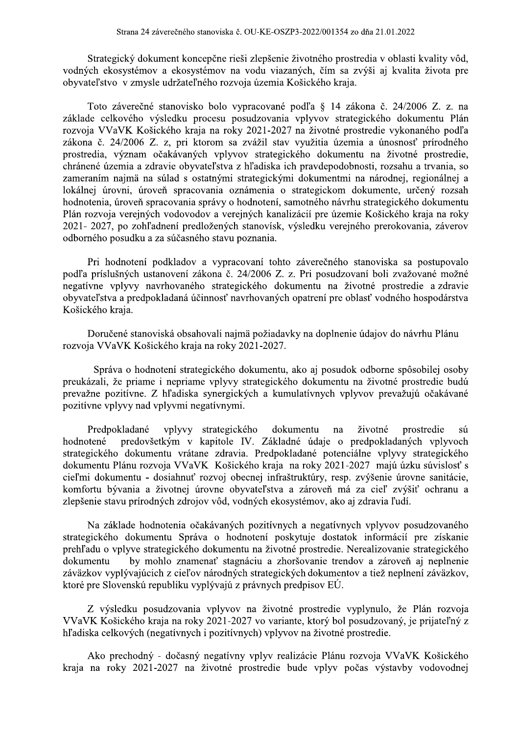Strategický dokument koncepčne rieši zlepšenie životného prostredia v oblasti kvality vôd, vodných ekosystémov a ekosystémov na vodu viazaných, čím sa zvýši aj kvalita života pre obyvateľstvo v zmysle udržateľného rozvoja územia Košického kraja.

Toto záverečné stanovisko bolo vypracované podľa § 14 zákona č. 24/2006 Z. z. na základe celkového výsledku procesu posudzovania vplyvov strategického dokumentu Plán rozvoja VVaVK Košického kraja na roky 2021-2027 na životné prostredie vykonaného podľa zákona č. 24/2006 Z. z, pri ktorom sa zvážil stav využitia územia a únosnosť prírodného prostredia, význam očakávaných vplyvov strategického dokumentu na životné prostredie, chránené územia a zdravie obyvateľstva z hľadiska ich pravdepodobnosti, rozsahu a trvania, so zameraním najmä na súlad s ostatnými strategickými dokumentmi na národnej, regionálnej a lokálnej úrovni, úroveň spracovania oznámenia o strategickom dokumente, určený rozsah hodnotenia, úroveň spracovania správy o hodnotení, samotného návrhu strategického dokumentu Plán rozvoja verejných vodovodov a verejných kanalizácií pre územie Košického kraja na roky 2021- 2027, po zohľadnení predložených stanovísk, výsledku verejného prerokovania, záverov odborného posudku a za súčasného stavu poznania.

Pri hodnotení podkladov a vypracovaní tohto záverečného stanoviska sa postupovalo podľa príslušných ustanovení zákona č. 24/2006 Z. z. Pri posudzovaní boli zvažované možné negatívne vplyvy navrhovaného strategického dokumentu na životné prostredie a zdravie obyvateľstva a predpokladaná účinnosť navrhovaných opatrení pre oblasť vodného hospodárstva Košického kraja.

Doručené stanoviská obsahovali najmä požiadavky na doplnenie údajov do návrhu Plánu rozvoja VVaVK Košického kraja na roky 2021-2027.

Správa o hodnotení strategického dokumentu, ako aj posudok odborne spôsobilej osoby preukázali, že priame i nepriame vplyvy strategického dokumentu na životné prostredie budú prevažne pozitívne. Z hľadiska synergických a kumulatívnych vplyvov prevažujú očakávané pozitívne vplyvy nad vplyvmi negatívnymi.

Predpokladané vplyvy strategického dokumentu na životné prostredie sú hodnotené predovšetkým v kapitole IV. Základné údaje o predpokladaných vplyvoch strategického dokumentu vrátane zdravia. Predpokladané potenciálne vplyvy strategického dokumentu Plánu rozvoja VVaVK Košického kraja na roky 2021-2027 majú úzku súvislosť s cieľmi dokumentu - dosiahnuť rozvoj obecnej infraštruktúry, resp. zvýšenie úrovne sanitácie, komfortu bývania a životnej úrovne obyvateľstva a zároveň má za cieľ zvýšiť ochranu a zlepšenie stavu prírodných zdrojov vôd, vodných ekosystémov, ako aj zdravia ľudí.

Na základe hodnotenia očakávaných pozitívnych a negatívnych vplyvov posudzovaného strategického dokumentu Správa o hodnotení poskytuje dostatok informácií pre získanie prehľadu o vplyve strategického dokumentu na životné prostredie. Nerealizovanie strategického dokumentu by mohlo znamenať stagnáciu a zhoršovanie trendov a zároveň aj neplnenie záväzkov vyplývajúcich z cieľov národných strategických dokumentov a tiež neplnení záväzkov, ktoré pre Slovenskú republiku vyplývajú z právnych predpisov EÚ.

Z výsledku posudzovania vplyvov na životné prostredie vyplynulo, že Plán rozvoja VVaVK Košického kraja na roky 2021-2027 vo variante, ktorý bol posudzovaný, je prijateľný z hľadiska celkových (negatívnych i pozitívnych) vplyvov na životné prostredie.

Ako prechodný - dočasný negatívny vplyv realizácie Plánu rozvoja VVaVK Košického kraja na roky 2021-2027 na životné prostredie bude vplyv počas výstavby vodovodnej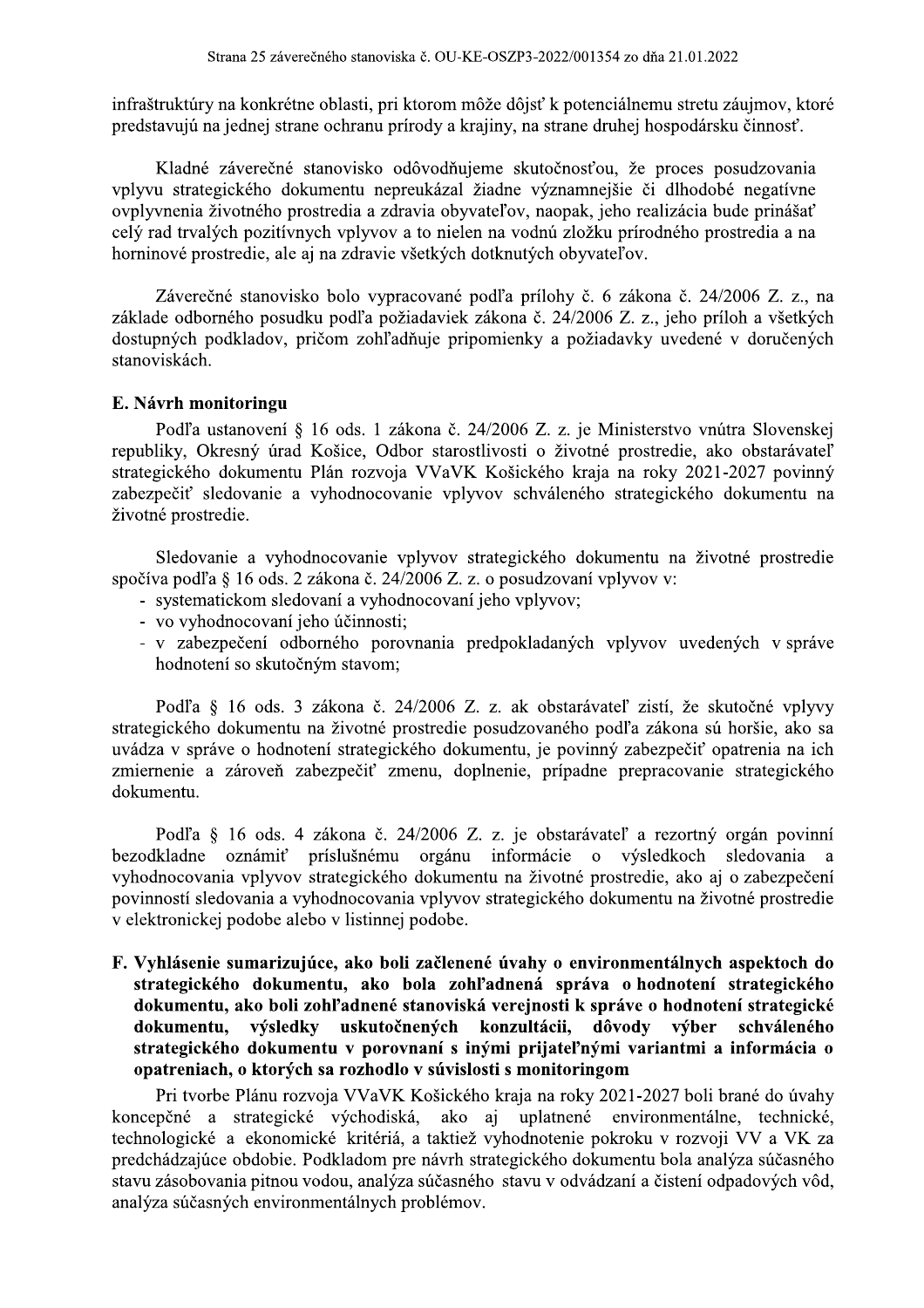infraštruktúry na konkrétne oblasti, pri ktorom môže dôjsť k potenciálnemu stretu záujmov, ktoré predstavujú na jednej strane ochranu prírody a krajiny, na strane druhej hospodársku činnosť.

Kladné záverečné stanovisko odôvodňujeme skutočnosťou, že proces posudzovania vplyvu strategického dokumentu nepreukázal žiadne významnejšie či dlhodobé negatívne ovplyvnenia životného prostredia a zdravia obyvateľov, naopak, jeho realizácia bude prinášať celý rad trvalých pozitívnych vplyvov a to nielen na vodnú zložku prírodného prostredia a na horninové prostredie, ale aj na zdravie všetkých dotknutých obyvateľov.

Záverečné stanovisko bolo vypracované podľa prílohy č. 6 zákona č. 24/2006 Z. z., na základe odborného posudku podľa požiadaviek zákona č. 24/2006 Z. z., jeho príloh a všetkých dostupných podkladov, pričom zohľadňuje pripomienky a požiadavky uvedené v doručených stanoviskách.

## E. Návrh monitoringu

Podľa ustanovení § 16 ods. 1 zákona č. 24/2006 Z. z. je Ministerstvo vnútra Slovenskej republiky, Okresný úrad Košice, Odbor starostlivosti o životné prostredie, ako obstarávateľ strategického dokumentu Plán rozvoja VVaVK Košického kraja na roky 2021-2027 povinný zabezpečiť sledovanie a vyhodnocovanie vplyvov schváleného strategického dokumentu na životné prostredie.

Sledovanie a vyhodnocovanie vplyvov strategického dokumentu na životné prostredie spočíva podľa § 16 ods. 2 zákona č. 24/2006 Z. z. o posudzovaní vplyvov v:

- systematickom sledovaní a vyhodnocovaní jeho vplyvov;
- vo vyhodnocovaní jeho účinnosti;
- v zabezpečení odborného porovnania predpokladaných vplyvov uvedených v správe hodnotení so skutočným stavom;

Podľa § 16 ods. 3 zákona č. 24/2006 Z. z. ak obstarávateľ zistí, že skutočné vplyvy strategického dokumentu na životné prostredie posudzovaného podľa zákona sú horšie, ako sa uvádza v správe o hodnotení strategického dokumentu, je povinný zabezpečiť opatrenia na ich zmiernenie a zároveň zabezpečiť zmenu, doplnenie, prípadne prepracovanie strategického dokumentu.

Podľa § 16 ods. 4 zákona č. 24/2006 Z. z. je obstarávateľ a rezortný orgán povinní bezodkladne oznámiť príslušnému orgánu informácie o výsledkoch sledovania a vyhodnocovania vplyvov strategického dokumentu na životné prostredie, ako aj o zabezpečení povinností sledovania a vyhodnocovania vplyvov strategického dokumentu na životné prostredie v elektronickej podobe alebo v listinnej podobe.

## F. Vyhlásenie sumarizujúce, ako boli začlenené úvahy o environmentálnych aspektoch do strategického dokumentu, ako bola zohľadnená správa o hodnotení strategického dokumentu, ako boli zohľadnené stanoviská verejnosti k správe o hodnotení strategické dokumentu, výsledky uskutočnených konzultácii, dôvody výber schváleného strategického dokumentu v porovnaní s inými prijateľnými variantmi a informácia o opatreniach, o ktorých sa rozhodlo v súvislosti s monitoringom

Pri tvorbe Plánu rozvoja VVaVK Košického kraja na roky 2021-2027 boli brané do úvahy koncepčné a strategické východiská, ako aj uplatnené environmentálne, technické, technologické a ekonomické kritériá, a taktiež vyhodnotenie pokroku v rozvoji VV a VK za predchádzajúce obdobie. Podkladom pre návrh strategického dokumentu bola analýza súčasného stavu zásobovania pitnou vodou, analýza súčasného stavu v odvádzaní a čistení odpadových vôd, analýza súčasných environmentálnych problémov.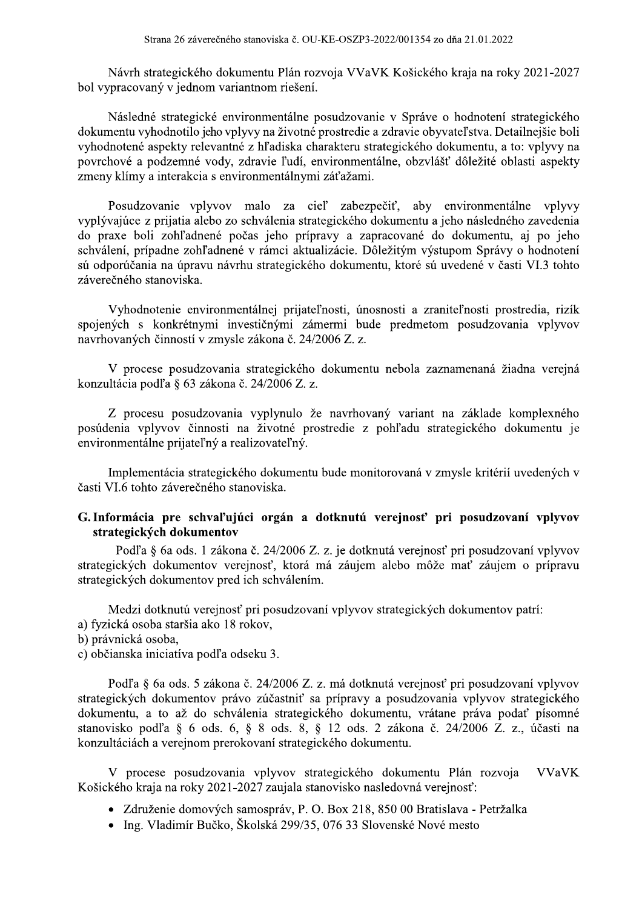Návrh strategického dokumentu Plán rozvoja VVaVK Košického kraja na roky 2021-2027 bol vypracovaný v jednom variantnom riešení.

Následné strategické environmentálne posudzovanie v Správe o hodnotení strategického dokumentu vyhodnotilo jeho vplyvy na životné prostredie a zdravie obyvateľstva. Detailnejšie boli vyhodnotené aspekty relevantné z hľadiska charakteru strategického dokumentu, a to: vplyvy na povrchové a podzemné vody, zdravie ľudí, environmentálne, obzvlášť dôležité oblasti aspekty zmeny klímy a interakcia s environmentálnymi záťažami.

Posudzovanie vplyvov malo za cieľ zabezpečiť, aby environmentálne vplyvy vyplývajúce z prijatia alebo zo schválenia strategického dokumentu a jeho následného zavedenia do praxe boli zohľadnené počas jeho prípravy a zapracované do dokumentu, aj po jeho schválení, prípadne zohľadnené v rámci aktualizácie. Dôležitým výstupom Správy o hodnotení sú odporúčania na úpravu návrhu strategického dokumentu, ktoré sú uvedené v časti VI.3 tohto záverečného stanoviska.

Vyhodnotenie environmentálnej prijateľnosti, únosnosti a zraniteľnosti prostredia, rizík spojených s konkrétnymi investičnými zámermi bude predmetom posudzovania vplyvov navrhovaných činností v zmysle zákona č. 24/2006 Z. z.

V procese posudzovania strategického dokumentu nebola zaznamenaná žiadna verejná konzultácia podľa § 63 zákona č. 24/2006 Z. z.

Z procesu posudzovania vyplynulo že navrhovaný variant na základe komplexného posúdenia vplyvov činnosti na životné prostredie z pohľadu strategického dokumentu je environmentálne prijateľný a realizovateľný.

Implementácia strategického dokumentu bude monitorovaná v zmysle kritérií uvedených v časti VI.6 tohto záverečného stanoviska.

## G. Informácia pre schvaľujúci orgán a dotknutú verejnosť pri posudzovaní vplyvov strategických dokumentov

Podľa § 6a ods. 1 zákona č. 24/2006 Z. z. je dotknutá verejnosť pri posudzovaní vplyvov strategických dokumentov verejnosť, ktorá má záujem alebo môže mať záujem o prípravu strategických dokumentov pred ich schválením.

Medzi dotknutú verejnosť pri posudzovaní vplyvov strategických dokumentov patrí:
a) fyzická osoba staršia ako 18 rokov,
b) právnická osoba,
c) občianska iniciatíva podľa odseku 3.

Podľa § 6a ods. 5 zákona č. 24/2006 Z. z. má dotknutá verejnosť pri posudzovaní vplyvov strategických dokumentov právo zúčastniť sa prípravy a posudzovania vplyvov strategického dokumentu, a to až do schválenia strategického dokumentu, vrátane práva podať písomné stanovisko podľa § 6 ods. 6, § 8 ods. 8, § 12 ods. 2 zákona č. 24/2006 Z. z., účasti na konzultáciách a verejnom prerokovaní strategického dokumentu.

V procese posudzovania vplyvov strategického dokumentu Plán rozvoja VVaVK Košického kraja na roky 2021-2027 zaujala stanovisko nasledovná verejnosť:

- Združenie domových samospráv, P. O. Box 218, 850 00 Bratislava - Petržalka
- Ing. Vladimír Bučko, Školská 299/35, 076 33 Slovenské Nové mesto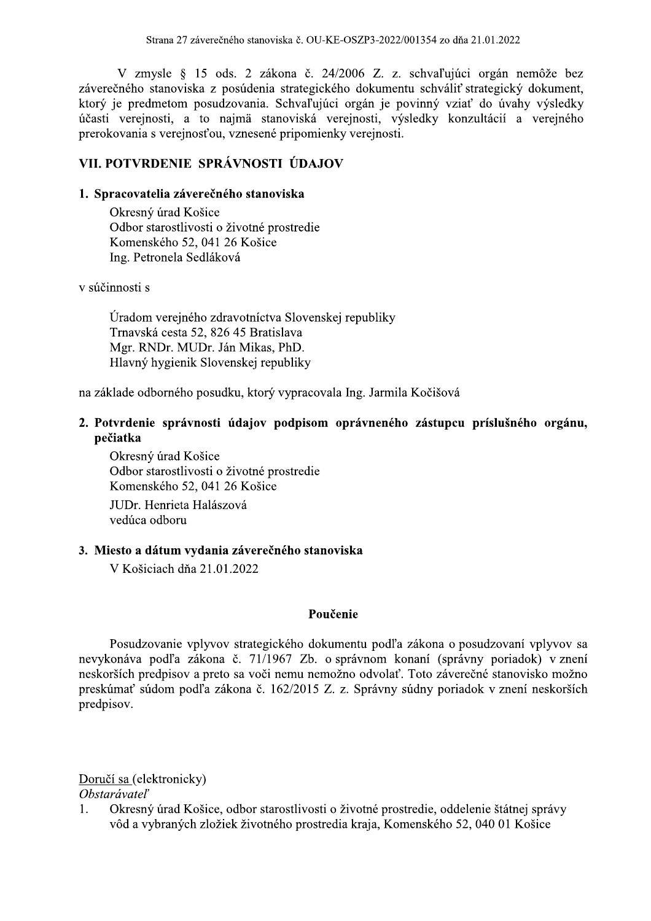V zmysle § 15 ods. 2 zákona č. 24/2006 Z. z. schvaľujúci orgán nemôže bez záverečného stanoviska z posúdenia strategického dokumentu schváliť strategický dokument, ktorý je predmetom posudzovania. Schvaľujúci orgán je povinný vziať do úvahy výsledky účasti verejnosti, a to najmä stanoviská verejnosti, výsledky konzultácií a verejného prerokovania s verejnosťou, vznesené pripomienky verejnosti.

## VII. POTVRDENIE SPRÁVNOSTI ÚDAJOV

### 1. Spracovatelia záverečného stanoviska

Okresný úrad Košice
Odbor starostlivosti o životné prostredie
Komenského 52, 041 26 Košice
Ing. Petronela Sedláková

v súčinnosti s

Úradom verejného zdravotníctva Slovenskej republiky
Trnavská cesta 52, 826 45 Bratislava
Mgr. RNDr. MUDr. Ján Mikas, PhD.
Hlavný hygienik Slovenskej republiky

na základe odborného posudku, ktorý vypracovala Ing. Jarmila Kočišová

### 2. Potvrdenie správnosti údajov podpisom oprávneného zástupcu príslušného orgánu, pečiatka

Okresný úrad Košice
Odbor starostlivosti o životné prostredie
Komenského 52, 041 26 Košice

JUDr. Henrieta Halászová
vedúca odboru

### 3. Miesto a dátum vydania záverečného stanoviska

V Košiciach dňa 21.01.2022

**Poučenie**

Posudzovanie vplyvov strategického dokumentu podľa zákona o posudzovaní vplyvov sa nevykonáva podľa zákona č. 71/1967 Zb. o správnom konaní (správny poriadok) v znení neskorších predpisov a preto sa voči nemu nemožno odvolať. Toto záverečné stanovisko možno preskúmať súdom podľa zákona č. 162/2015 Z. z. Správny súdny poriadok v znení neskorších predpisov.

Doručí sa (elektronicky)
*Obstarávateľ*

1. Okresný úrad Košice, odbor starostlivosti o životné prostredie, oddelenie štátnej správy vôd a vybraných zložiek životného prostredia kraja, Komenského 52, 040 01 Košice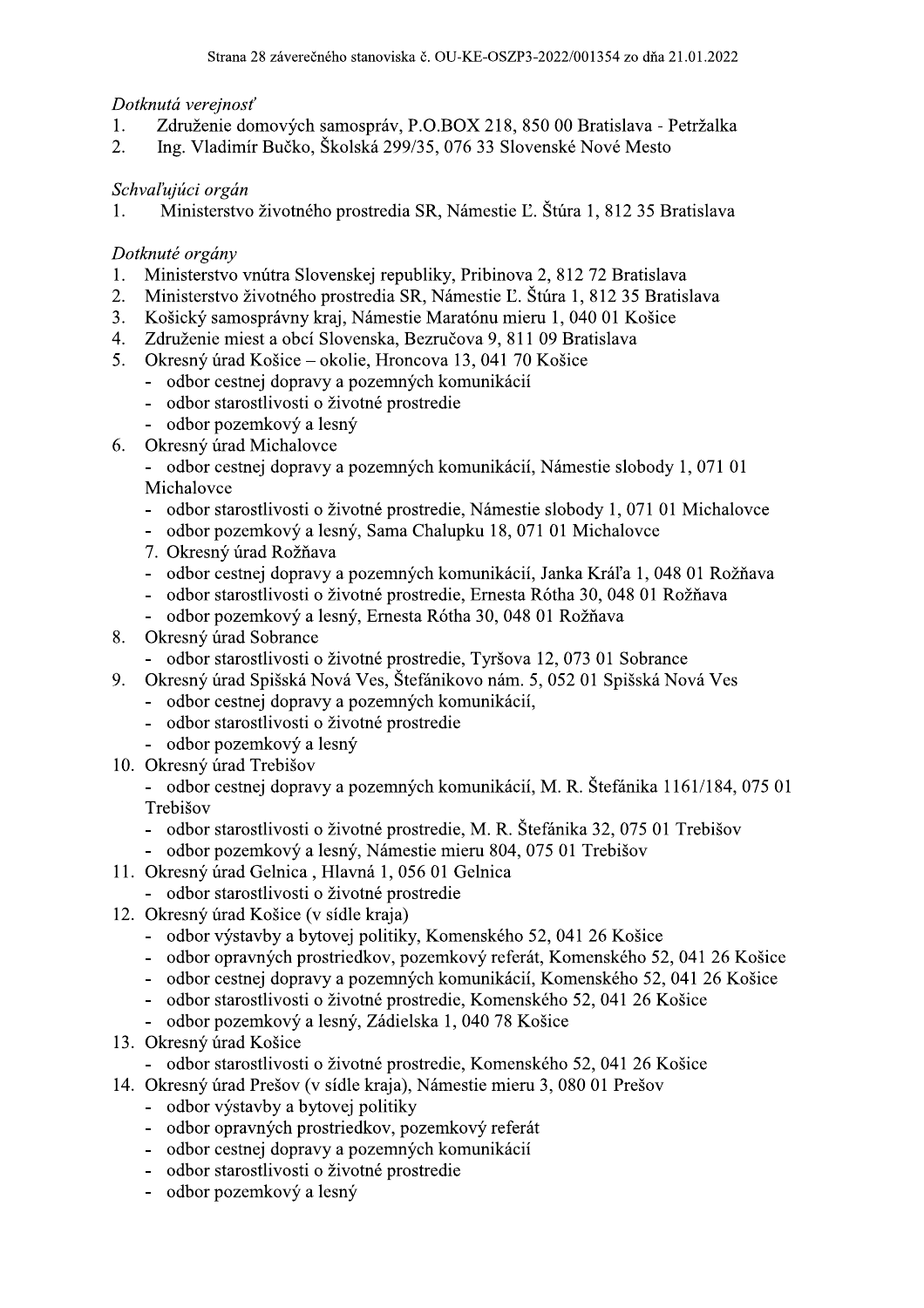*Dotknutá verejnosť*

1. Združenie domových samospráv, P.O.BOX 218, 850 00 Bratislava - Petržalka
2. Ing. Vladimír Bučko, Školská 299/35, 076 33 Slovenské Nové Mesto

*Schvaľujúci orgán*

1. Ministerstvo životného prostredia SR, Námestie Ľ. Štúra 1, 812 35 Bratislava

*Dotknuté orgány*

1. Ministerstvo vnútra Slovenskej republiky, Pribinova 2, 812 72 Bratislava
2. Ministerstvo životného prostredia SR, Námestie Ľ. Štúra 1, 812 35 Bratislava
3. Košický samosprávny kraj, Námestie Maratónu mieru 1, 040 01 Košice
4. Združenie miest a obcí Slovenska, Bezručova 9, 811 09 Bratislava
5. Okresný úrad Košice – okolie, Hroncova 13, 041 70 Košice
   - odbor cestnej dopravy a pozemných komunikácií
   - odbor starostlivosti o životné prostredie
   - odbor pozemkový a lesný
6. Okresný úrad Michalovce
   - odbor cestnej dopravy a pozemných komunikácií, Námestie slobody 1, 071 01 Michalovce
   - odbor starostlivosti o životné prostredie, Námestie slobody 1, 071 01 Michalovce
   - odbor pozemkový a lesný, Sama Chalupku 18, 071 01 Michalovce
7. Okresný úrad Rožňava
   - odbor cestnej dopravy a pozemných komunikácií, Janka Kráľa 1, 048 01 Rožňava
   - odbor starostlivosti o životné prostredie, Ernesta Rótha 30, 048 01 Rožňava
   - odbor pozemkový a lesný, Ernesta Rótha 30, 048 01 Rožňava
8. Okresný úrad Sobrance
   - odbor starostlivosti o životné prostredie, Tyršova 12, 073 01 Sobrance
9. Okresný úrad Spišská Nová Ves, Štefánikovo nám. 5, 052 01 Spišská Nová Ves
   - odbor cestnej dopravy a pozemných komunikácií,
   - odbor starostlivosti o životné prostredie
   - odbor pozemkový a lesný
10. Okresný úrad Trebišov
    - odbor cestnej dopravy a pozemných komunikácií, M. R. Štefánika 1161/184, 075 01 Trebišov
    - odbor starostlivosti o životné prostredie, M. R. Štefánika 32, 075 01 Trebišov
    - odbor pozemkový a lesný, Námestie mieru 804, 075 01 Trebišov
11. Okresný úrad Gelnica , Hlavná 1, 056 01 Gelnica
    - odbor starostlivosti o životné prostredie
12. Okresný úrad Košice (v sídle kraja)
    - odbor výstavby a bytovej politiky, Komenského 52, 041 26 Košice
    - odbor opravných prostriedkov, pozemkový referát, Komenského 52, 041 26 Košice
    - odbor cestnej dopravy a pozemných komunikácií, Komenského 52, 041 26 Košice
    - odbor starostlivosti o životné prostredie, Komenského 52, 041 26 Košice
    - odbor pozemkový a lesný, Zádielska 1, 040 78 Košice
13. Okresný úrad Košice
    - odbor starostlivosti o životné prostredie, Komenského 52, 041 26 Košice
14. Okresný úrad Prešov (v sídle kraja), Námestie mieru 3, 080 01 Prešov
    - odbor výstavby a bytovej politiky
    - odbor opravných prostriedkov, pozemkový referát
    - odbor cestnej dopravy a pozemných komunikácií
    - odbor starostlivosti o životné prostredie
    - odbor pozemkový a lesný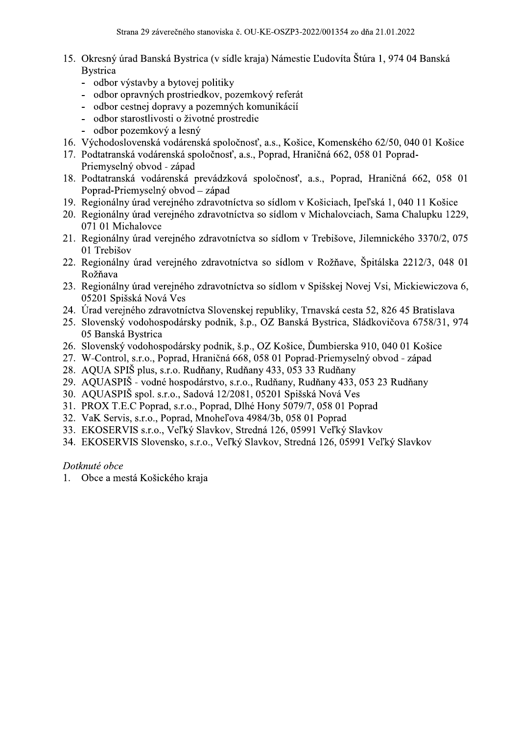15. Okresný úrad Banská Bystrica (v sídle kraja) Námestie Ľudovíta Štúra 1, 974 04 Banská Bystrica
    - odbor výstavby a bytovej politiky
    - odbor opravných prostriedkov, pozemkový referát
    - odbor cestnej dopravy a pozemných komunikácií
    - odbor starostlivosti o životné prostredie
    - odbor pozemkový a lesný
16. Východoslovenská vodárenská spoločnosť, a.s., Košice, Komenského 62/50, 040 01 Košice
17. Podtatranská vodárenská spoločnosť, a.s., Poprad, Hraničná 662, 058 01 Poprad-Priemyselný obvod - západ
18. Podtatranská vodárenská prevádzková spoločnosť, a.s., Poprad, Hraničná 662, 058 01 Poprad-Priemyselný obvod – západ
19. Regionálny úrad verejného zdravotníctva so sídlom v Košiciach, Ipeľská 1, 040 11 Košice
20. Regionálny úrad verejného zdravotníctva so sídlom v Michalovciach, Sama Chalupku 1229, 071 01 Michalovce
21. Regionálny úrad verejného zdravotníctva so sídlom v Trebišove, Jilemnického 3370/2, 075 01 Trebišov
22. Regionálny úrad verejného zdravotníctva so sídlom v Rožňave, Špitálska 2212/3, 048 01 Rožňava
23. Regionálny úrad verejného zdravotníctva so sídlom v Spišskej Novej Vsi, Mickiewiczova 6, 05201 Spišská Nová Ves
24. Úrad verejného zdravotníctva Slovenskej republiky, Trnavská cesta 52, 826 45 Bratislava
25. Slovenský vodohospodársky podnik, š.p., OZ Banská Bystrica, Sládkovičova 6758/31, 974 05 Banská Bystrica
26. Slovenský vodohospodársky podnik, š.p., OZ Košice, Ďumbierska 910, 040 01 Košice
27. W-Control, s.r.o., Poprad, Hraničná 668, 058 01 Poprad-Priemyselný obvod - západ
28. AQUA SPIŠ plus, s.r.o. Rudňany, Rudňany 433, 053 33 Rudňany
29. AQUASPIŠ - vodné hospodárstvo, s.r.o., Rudňany, Rudňany 433, 053 23 Rudňany
30. AQUASPIŠ spol. s.r.o., Sadová 12/2081, 05201 Spišská Nová Ves
31. PROX T.E.C Poprad, s.r.o., Poprad, Dlhé Hony 5079/7, 058 01 Poprad
32. VaK Servis, s.r.o., Poprad, Mnoheľova 4984/3b, 058 01 Poprad
33. EKOSERVIS s.r.o., Veľký Slavkov, Stredná 126, 05991 Veľký Slavkov
34. EKOSERVIS Slovensko, s.r.o., Veľký Slavkov, Stredná 126, 05991 Veľký Slavkov

*Dotknuté obce*

1. Obce a mestá Košického kraja